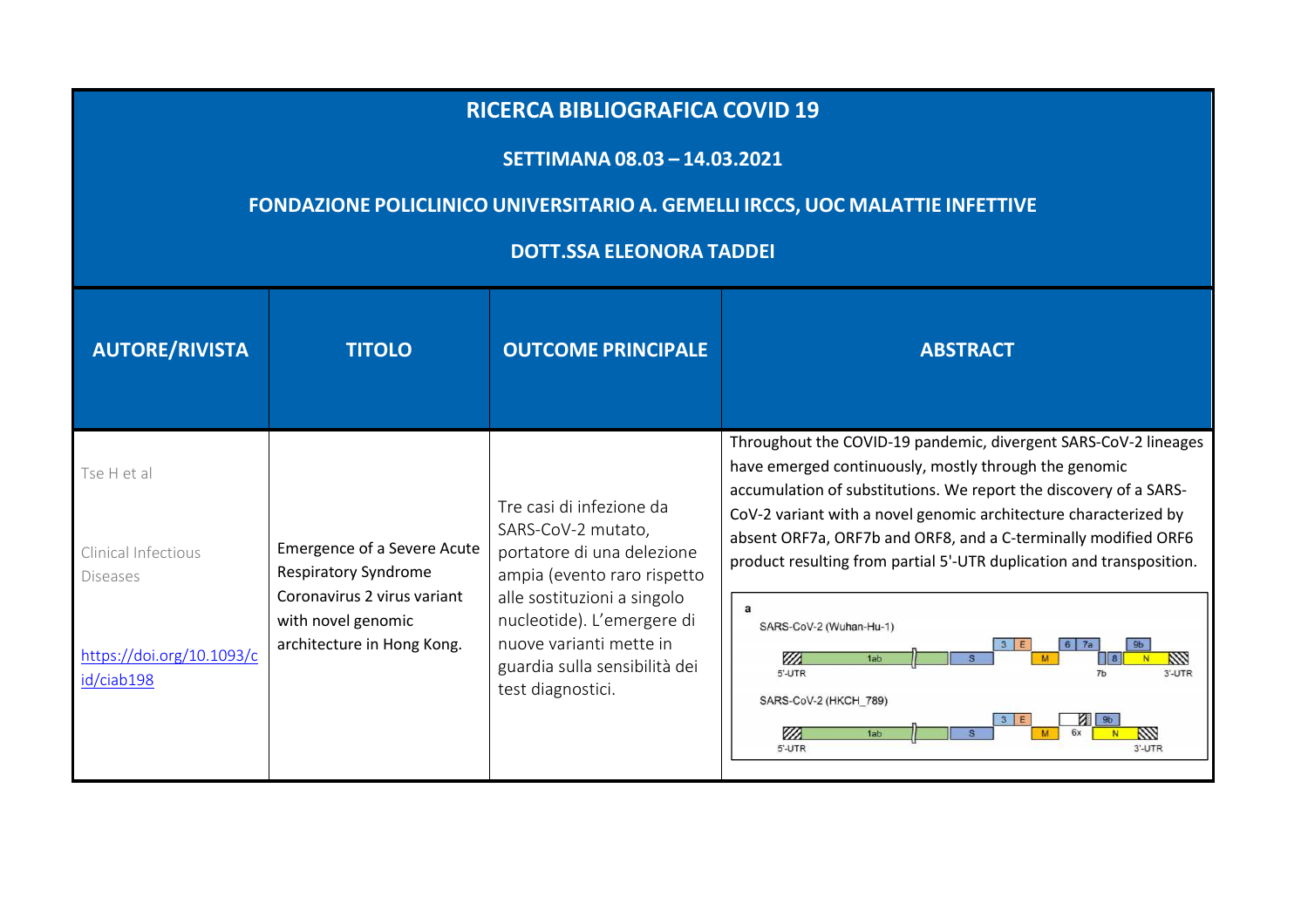# RICERCA BIBLIOGRAFICA COVID 19

**SETTIMANA 08.03 – 14.03.2021**

**FONDAZIONE POLICLINICO UNIVERSITARIO A. GEMELLI IRCCS, UOC MALATTIE INFETTIVE**

**DOTT.SSA ELEONORA TADDEI**

| AUTORE/RIVISTA | TITOLO | OUTCOME PRINCIPALE | ABSTRACT |
|---|---|---|---|
| Tse H et al<br><br>Clinical Infectious Diseases<br><br>https://doi.org/10.1093/cid/ciab198 | Emergence of a Severe Acute Respiratory Syndrome Coronavirus 2 virus variant with novel genomic architecture in Hong Kong. | Tre casi di infezione da SARS-CoV-2 mutato, portatore di una delezione ampia (evento raro rispetto alle sostituzioni a singolo nucleotide). L'emergere di nuove varianti mette in guardia sulla sensibilità dei test diagnostici. | Throughout the COVID-19 pandemic, divergent SARS-CoV-2 lineages have emerged continuously, mostly through the genomic accumulation of substitutions. We report the discovery of a SARS-CoV-2 variant with a novel genomic architecture characterized by absent ORF7a, ORF7b and ORF8, and a C-terminally modified ORF6 product resulting from partial 5'-UTR duplication and transposition. |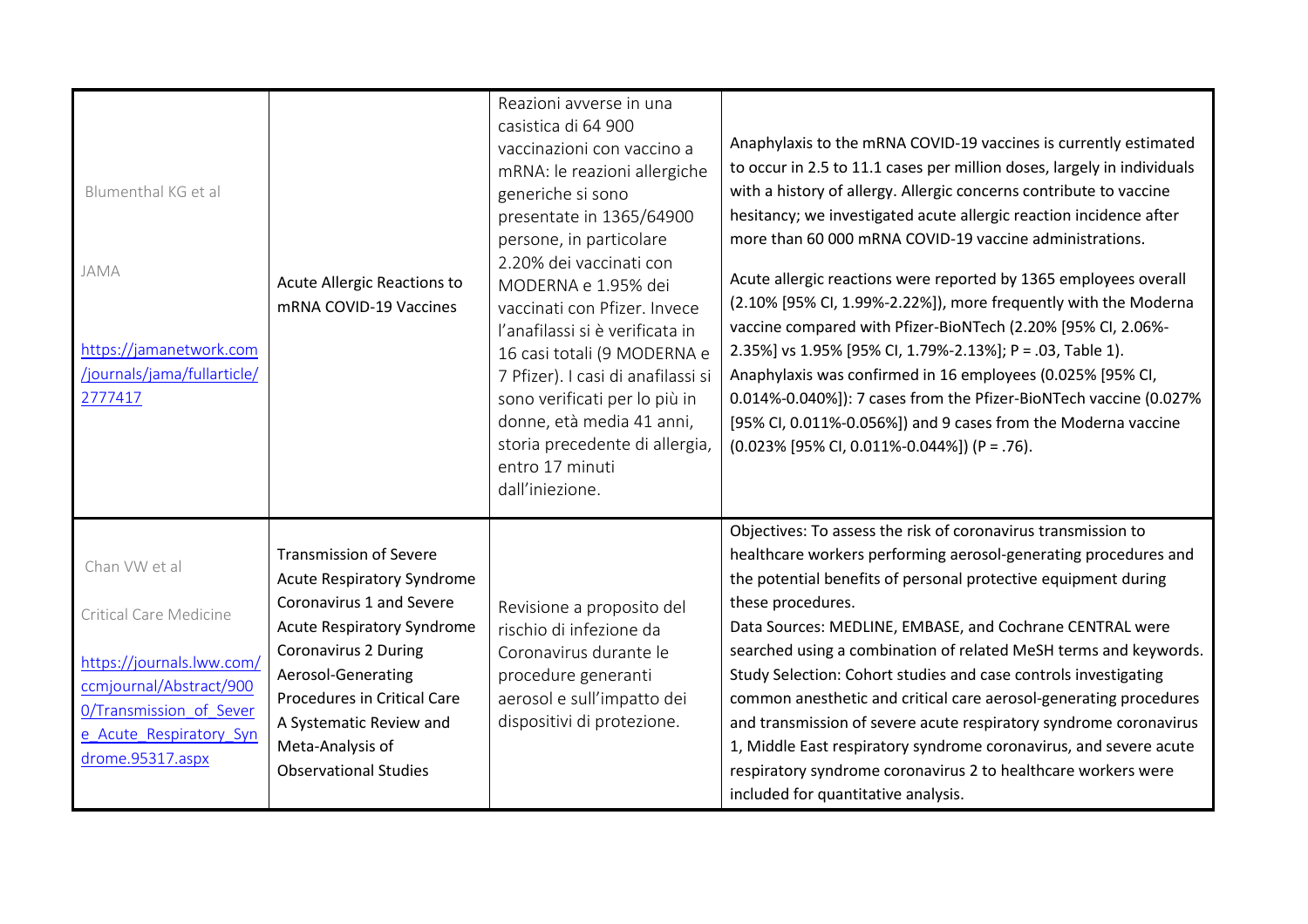| | | | |
|---|---|---|---|
| Blumenthal KG et al<br><br>JAMA<br><br>https://jamanetwork.com/journals/jama/fullarticle/2777417 | Acute Allergic Reactions to mRNA COVID-19 Vaccines | Reazioni avverse in una casistica di 64 900 vaccinazioni con vaccino a mRNA: le reazioni allergiche generiche si sono presentate in 1365/64900 persone, in particolare 2.20% dei vaccinati con MODERNA e 1.95% dei vaccinati con Pfizer. Invece l'anafilassi si è verificata in 16 casi totali (9 MODERNA e 7 Pfizer). I casi di anafilassi si sono verificati per lo più in donne, età media 41 anni, storia precedente di allergia, entro 17 minuti dall'iniezione. | Anaphylaxis to the mRNA COVID-19 vaccines is currently estimated to occur in 2.5 to 11.1 cases per million doses, largely in individuals with a history of allergy. Allergic concerns contribute to vaccine hesitancy; we investigated acute allergic reaction incidence after more than 60 000 mRNA COVID-19 vaccine administrations.<br><br>Acute allergic reactions were reported by 1365 employees overall (2.10% [95% CI, 1.99%-2.22%]), more frequently with the Moderna vaccine compared with Pfizer-BioNTech (2.20% [95% CI, 2.06%-2.35%] vs 1.95% [95% CI, 1.79%-2.13%]; P = .03, Table 1). Anaphylaxis was confirmed in 16 employees (0.025% [95% CI, 0.014%-0.040%]): 7 cases from the Pfizer-BioNTech vaccine (0.027% [95% CI, 0.011%-0.056%]) and 9 cases from the Moderna vaccine (0.023% [95% CI, 0.011%-0.044%]) (P = .76). |
| Chan VW et al<br><br>Critical Care Medicine<br><br>https://journals.lww.com/ccmjournal/Abstract/9000/Transmission_of_Severe_Acute_Respiratory_Syndrome.95317.aspx | Transmission of Severe Acute Respiratory Syndrome Coronavirus 1 and Severe Acute Respiratory Syndrome Coronavirus 2 During Aerosol-Generating Procedures in Critical Care A Systematic Review and Meta-Analysis of Observational Studies | Revisione a proposito del rischio di infezione da Coronavirus durante le procedure generanti aerosol e sull'impatto dei dispositivi di protezione. | Objectives: To assess the risk of coronavirus transmission to healthcare workers performing aerosol-generating procedures and the potential benefits of personal protective equipment during these procedures.<br>Data Sources: MEDLINE, EMBASE, and Cochrane CENTRAL were searched using a combination of related MeSH terms and keywords.<br>Study Selection: Cohort studies and case controls investigating common anesthetic and critical care aerosol-generating procedures and transmission of severe acute respiratory syndrome coronavirus 1, Middle East respiratory syndrome coronavirus, and severe acute respiratory syndrome coronavirus 2 to healthcare workers were included for quantitative analysis. |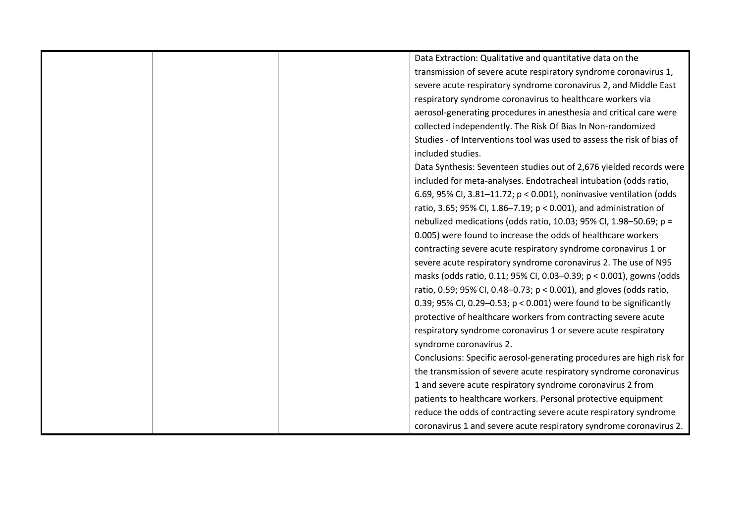| | | | |
|---|---|---|---|
| | | | Data Extraction: Qualitative and quantitative data on the transmission of severe acute respiratory syndrome coronavirus 1, severe acute respiratory syndrome coronavirus 2, and Middle East respiratory syndrome coronavirus to healthcare workers via aerosol-generating procedures in anesthesia and critical care were collected independently. The Risk Of Bias In Non-randomized Studies - of Interventions tool was used to assess the risk of bias of included studies.<br>Data Synthesis: Seventeen studies out of 2,676 yielded records were included for meta-analyses. Endotracheal intubation (odds ratio, 6.69, 95% CI, 3.81–11.72; $p < 0.001$), noninvasive ventilation (odds ratio, 3.65; 95% CI, 1.86–7.19; $p < 0.001$), and administration of nebulized medications (odds ratio, 10.03; 95% CI, 1.98–50.69; $p = 0.005$) were found to increase the odds of healthcare workers contracting severe acute respiratory syndrome coronavirus 1 or severe acute respiratory syndrome coronavirus 2. The use of N95 masks (odds ratio, 0.11; 95% CI, 0.03–0.39; $p < 0.001$), gowns (odds ratio, 0.59; 95% CI, 0.48–0.73; $p < 0.001$), and gloves (odds ratio, 0.39; 95% CI, 0.29–0.53; $p < 0.001$) were found to be significantly protective of healthcare workers from contracting severe acute respiratory syndrome coronavirus 1 or severe acute respiratory syndrome coronavirus 2.<br>Conclusions: Specific aerosol-generating procedures are high risk for the transmission of severe acute respiratory syndrome coronavirus 1 and severe acute respiratory syndrome coronavirus 2 from patients to healthcare workers. Personal protective equipment reduce the odds of contracting severe acute respiratory syndrome coronavirus 1 and severe acute respiratory syndrome coronavirus 2. |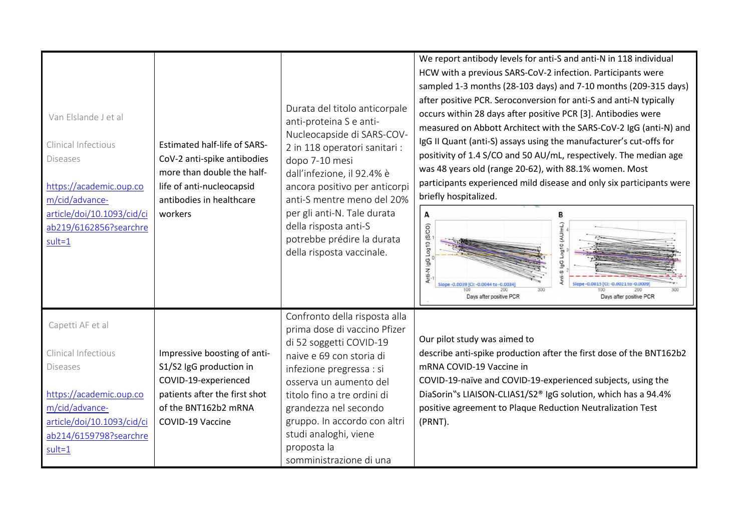| | | | |
|---|---|---|---|
| Van Elslande J et al<br><br>Clinical Infectious Diseases<br><br>https://academic.oup.com/cid/advance-article/doi/10.1093/cid/ciab219/6162856?searchresult=1 | Estimated half-life of SARS-CoV-2 anti-spike antibodies more than double the half-life of anti-nucleocapsid antibodies in healthcare workers | Durata del titolo anticorpale anti-proteina S e anti-Nucleocapside di SARS-COV-2 in 118 operatori sanitari : dopo 7-10 mesi dall'infezione, il 92.4% è ancora positivo per anticorpi anti-S mentre meno del 20% per gli anti-N. Tale durata della risposta anti-S potrebbe prédire la durata della risposta vaccinale. | We report antibody levels for anti-S and anti-N in 118 individual HCW with a previous SARS-CoV-2 infection. Participants were sampled 1-3 months (28-103 days) and 7-10 months (209-315 days) after positive PCR. Seroconversion for anti-S and anti-N typically occurs within 28 days after positive PCR [3]. Antibodies were measured on Abbott Architect with the SARS-CoV-2 IgG (anti-N) and IgG II Quant (anti-S) assays using the manufacturer's cut-offs for positivity of 1.4 S/CO and 50 AU/mL, respectively. The median age was 48 years old (range 20-62), with 88.1% women. Most participants experienced mild disease and only six participants were briefly hospitalized. |
| Capetti AF et al<br><br>Clinical Infectious Diseases<br><br>https://academic.oup.com/cid/advance-article/doi/10.1093/cid/ciab214/6159798?searchresult=1 | Impressive boosting of anti-S1/S2 IgG production in COVID-19-experienced patients after the first shot of the BNT162b2 mRNA COVID-19 Vaccine | Confronto della risposta alla prima dose di vaccino Pfizer di 52 soggetti COVID-19 naive e 69 con storia di infezione pregressa : si osserva un aumento del titolo fino a tre ordini di grandezza nel secondo gruppo. In accordo con altri studi analoghi, viene proposta la somministrazione di una | Our pilot study was aimed to describe anti-spike production after the first dose of the BNT162b2 mRNA COVID-19 Vaccine in COVID-19-naïve and COVID-19-experienced subjects, using the DiaSorin"s LIAISON-CLIAS1/S2® IgG solution, which has a 94.4% positive agreement to Plaque Reduction Neutralization Test (PRNT). |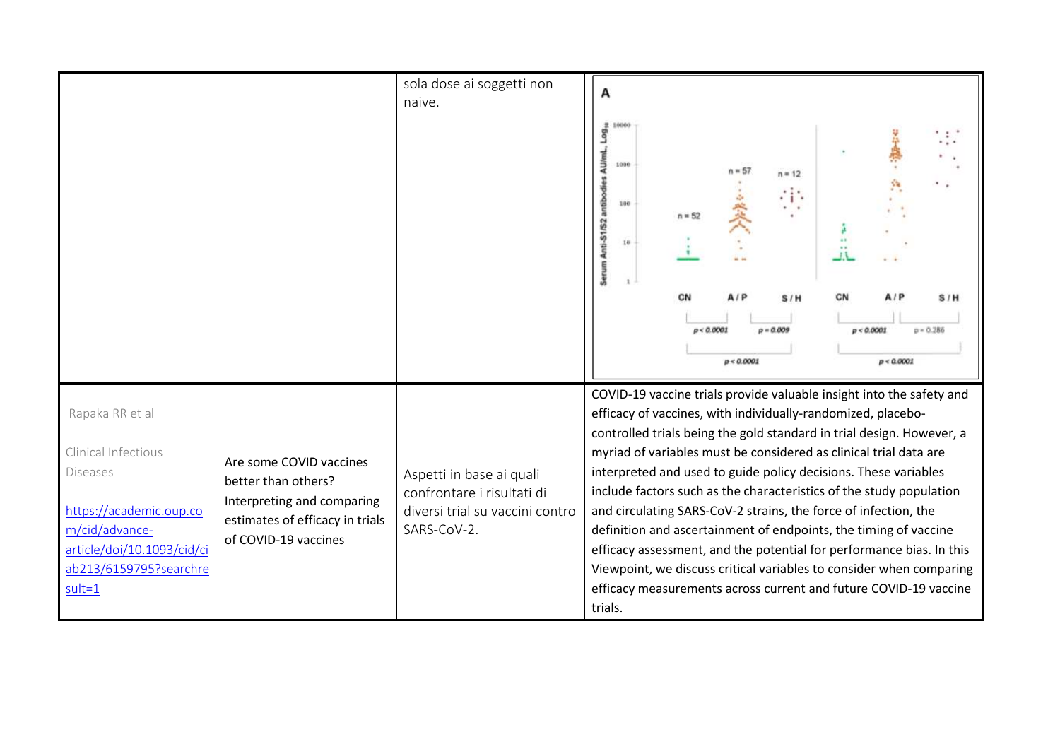| | | | |
|---|---|---|---|
| | | sola dose ai soggetti non naive. | |
| Rapaka RR et al<br><br>Clinical Infectious Diseases<br><br>https://academic.oup.com/cid/advance-article/doi/10.1093/cid/ciab213/6159795?searchresult=1 | Are some COVID vaccines better than others? Interpreting and comparing estimates of efficacy in trials of COVID-19 vaccines | Aspetti in base ai quali confrontare i risultati di diversi trial su vaccini contro SARS-CoV-2. | COVID-19 vaccine trials provide valuable insight into the safety and efficacy of vaccines, with individually-randomized, placebo-controlled trials being the gold standard in trial design. However, a myriad of variables must be considered as clinical trial data are interpreted and used to guide policy decisions. These variables include factors such as the characteristics of the study population and circulating SARS-CoV-2 strains, the force of infection, the definition and ascertainment of endpoints, the timing of vaccine efficacy assessment, and the potential for performance bias. In this Viewpoint, we discuss critical variables to consider when comparing efficacy measurements across current and future COVID-19 vaccine trials. |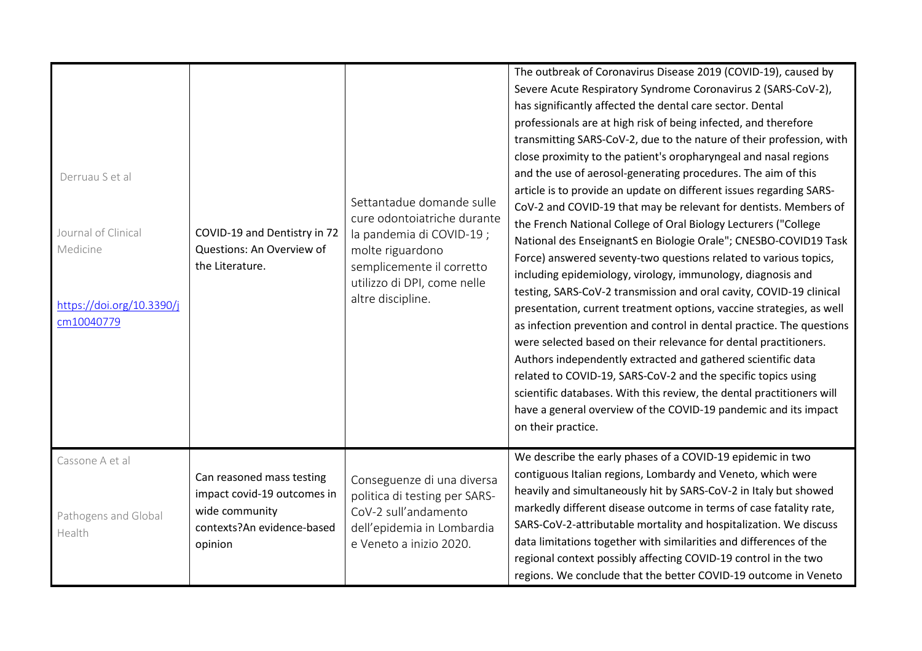| | | | |
|---|---|---|---|
| Derruau S et al<br><br>Journal of Clinical Medicine<br><br>https://doi.org/10.3390/jcm10040779 | COVID-19 and Dentistry in 72 Questions: An Overview of the Literature. | Settantadue domande sulle cure odontoiatriche durante la pandemia di COVID-19 ; molte riguardono semplicemente il corretto utilizzo di DPI, come nelle altre discipline. | The outbreak of Coronavirus Disease 2019 (COVID-19), caused by Severe Acute Respiratory Syndrome Coronavirus 2 (SARS-CoV-2), has significantly affected the dental care sector. Dental professionals are at high risk of being infected, and therefore transmitting SARS-CoV-2, due to the nature of their profession, with close proximity to the patient's oropharyngeal and nasal regions and the use of aerosol-generating procedures. The aim of this article is to provide an update on different issues regarding SARS-CoV-2 and COVID-19 that may be relevant for dentists. Members of the French National College of Oral Biology Lecturers ("College National des EnseignantS en Biologie Orale"; CNESBO-COVID19 Task Force) answered seventy-two questions related to various topics, including epidemiology, virology, immunology, diagnosis and testing, SARS-CoV-2 transmission and oral cavity, COVID-19 clinical presentation, current treatment options, vaccine strategies, as well as infection prevention and control in dental practice. The questions were selected based on their relevance for dental practitioners. Authors independently extracted and gathered scientific data related to COVID-19, SARS-CoV-2 and the specific topics using scientific databases. With this review, the dental practitioners will have a general overview of the COVID-19 pandemic and its impact on their practice. |
| Cassone A et al<br><br>Pathogens and Global Health | Can reasoned mass testing impact covid-19 outcomes in wide community contexts?An evidence-based opinion | Conseguenze di una diversa politica di testing per SARS-CoV-2 sull'andamento dell'epidemia in Lombardia e Veneto a inizio 2020. | We describe the early phases of a COVID-19 epidemic in two contiguous Italian regions, Lombardy and Veneto, which were heavily and simultaneously hit by SARS-CoV-2 in Italy but showed markedly different disease outcome in terms of case fatality rate, SARS-CoV-2-attributable mortality and hospitalization. We discuss data limitations together with similarities and differences of the regional context possibly affecting COVID-19 control in the two regions. We conclude that the better COVID-19 outcome in Veneto |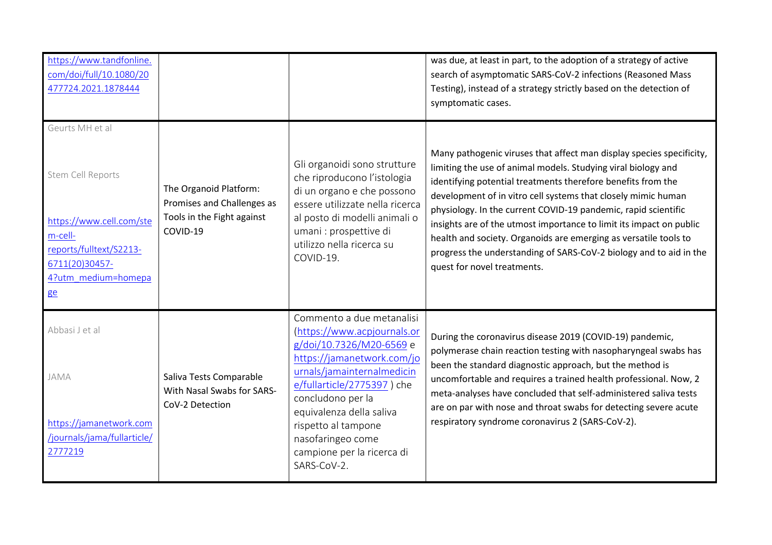| | | | |
|---|---|---|---|
| https://www.tandfonline.com/doi/full/10.1080/20477724.2021.1878444 | | | was due, at least in part, to the adoption of a strategy of active search of asymptomatic SARS-CoV-2 infections (Reasoned Mass Testing), instead of a strategy strictly based on the detection of symptomatic cases. |
| Geurts MH et al<br><br>Stem Cell Reports<br><br>https://www.cell.com/stem-cell-reports/fulltext/S2213-6711(20)30457-4?utm_medium=homepage | The Organoid Platform: Promises and Challenges as Tools in the Fight against COVID-19 | Gli organoidi sono strutture che riproducono l'istologia di un organo e che possono essere utilizzate nella ricerca al posto di modelli animali o umani : prospettive di utilizzo nella ricerca su COVID-19. | Many pathogenic viruses that affect man display species specificity, limiting the use of animal models. Studying viral biology and identifying potential treatments therefore benefits from the development of in vitro cell systems that closely mimic human physiology. In the current COVID-19 pandemic, rapid scientific insights are of the utmost importance to limit its impact on public health and society. Organoids are emerging as versatile tools to progress the understanding of SARS-CoV-2 biology and to aid in the quest for novel treatments. |
| Abbasi J et al<br><br>JAMA<br><br>https://jamanetwork.com/journals/jama/fullarticle/2777219 | Saliva Tests Comparable With Nasal Swabs for SARS-CoV-2 Detection | Commento a due metanalisi (https://www.acpjournals.org/doi/10.7326/M20-6569 e https://jamanetwork.com/journals/jamainternalmedicine/fullarticle/2775397 ) che concludono per la equivalenza della saliva rispetto al tampone nasofaringeo come campione per la ricerca di SARS-CoV-2. | During the coronavirus disease 2019 (COVID-19) pandemic, polymerase chain reaction testing with nasopharyngeal swabs has been the standard diagnostic approach, but the method is uncomfortable and requires a trained health professional. Now, 2 meta-analyses have concluded that self-administered saliva tests are on par with nose and throat swabs for detecting severe acute respiratory syndrome coronavirus 2 (SARS-CoV-2). |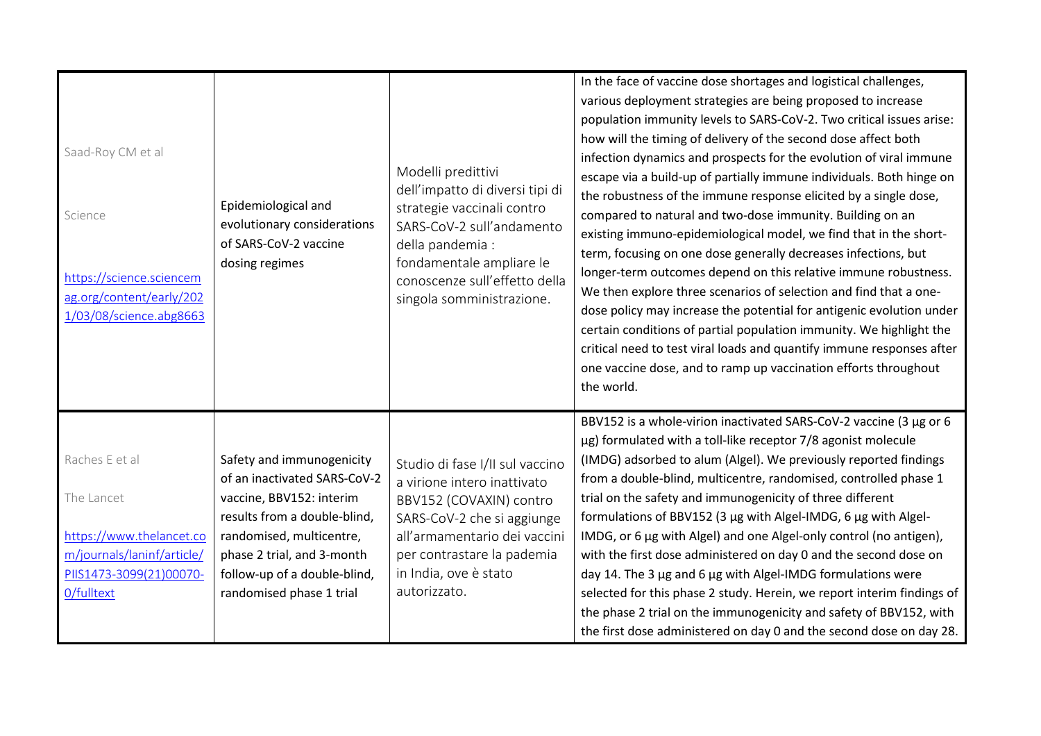| | | | |
|---|---|---|---|
| Saad-Roy CM et al<br><br>Science<br><br>https://science.sciencemag.org/content/early/2021/03/08/science.abg8663 | Epidemiological and evolutionary considerations of SARS-CoV-2 vaccine dosing regimes | Modelli predittivi dell'impatto di diversi tipi di strategie vaccinali contro SARS-CoV-2 sull'andamento della pandemia : fondamentale ampliare le conoscenze sull'effetto della singola somministrazione. | In the face of vaccine dose shortages and logistical challenges, various deployment strategies are being proposed to increase population immunity levels to SARS-CoV-2. Two critical issues arise: how will the timing of delivery of the second dose affect both infection dynamics and prospects for the evolution of viral immune escape via a build-up of partially immune individuals. Both hinge on the robustness of the immune response elicited by a single dose, compared to natural and two-dose immunity. Building on an existing immuno-epidemiological model, we find that in the short-term, focusing on one dose generally decreases infections, but longer-term outcomes depend on this relative immune robustness. We then explore three scenarios of selection and find that a one-dose policy may increase the potential for antigenic evolution under certain conditions of partial population immunity. We highlight the critical need to test viral loads and quantify immune responses after one vaccine dose, and to ramp up vaccination efforts throughout the world. |
| Raches E et al<br><br>The Lancet<br><br>https://www.thelancet.com/journals/laninf/article/PIIS1473-3099(21)00070-0/fulltext | Safety and immunogenicity of an inactivated SARS-CoV-2 vaccine, BBV152: interim results from a double-blind, randomised, multicentre, phase 2 trial, and 3-month follow-up of a double-blind, randomised phase 1 trial | Studio di fase I/II sul vaccino a virione intero inattivato BBV152 (COVAXIN) contro SARS-CoV-2 che si aggiunge all'armamentario dei vaccini per contrastare la pademia in India, ove è stato autorizzato. | BBV152 is a whole-virion inactivated SARS-CoV-2 vaccine (3 µg or 6 µg) formulated with a toll-like receptor 7/8 agonist molecule (IMDG) adsorbed to alum (Algel). We previously reported findings from a double-blind, multicentre, randomised, controlled phase 1 trial on the safety and immunogenicity of three different formulations of BBV152 (3 µg with Algel-IMDG, 6 µg with Algel-IMDG, or 6 µg with Algel) and one Algel-only control (no antigen), with the first dose administered on day 0 and the second dose on day 14. The 3 µg and 6 µg with Algel-IMDG formulations were selected for this phase 2 study. Herein, we report interim findings of the phase 2 trial on the immunogenicity and safety of BBV152, with the first dose administered on day 0 and the second dose on day 28. |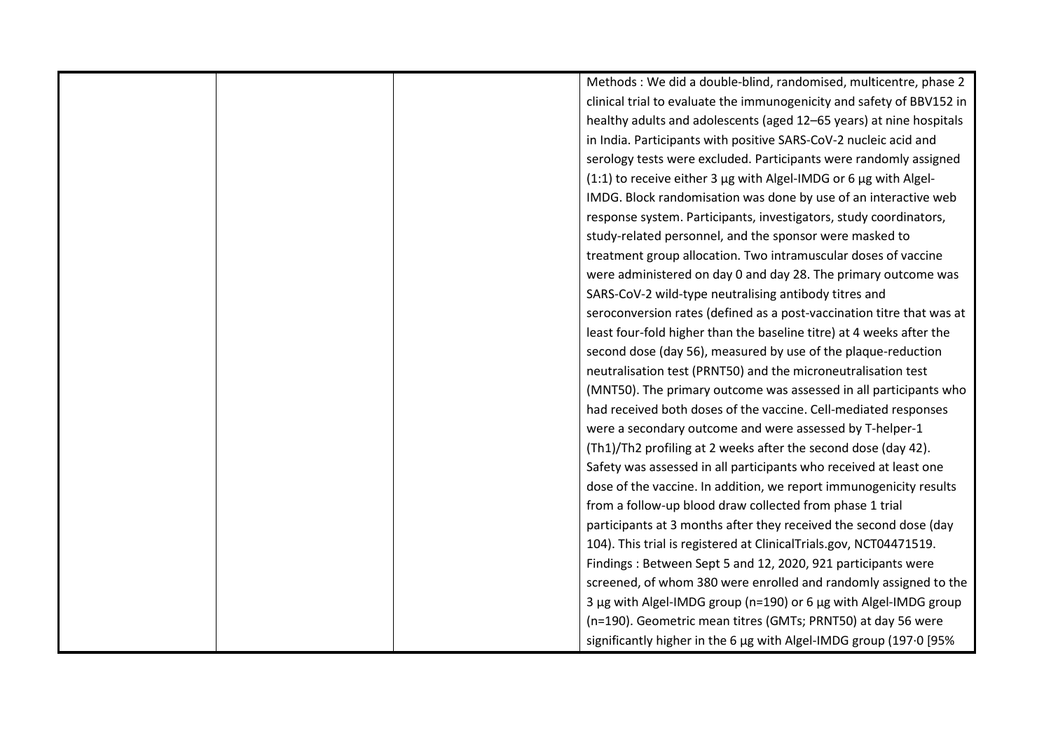| | | | Methods : We did a double-blind, randomised, multicentre, phase 2 clinical trial to evaluate the immunogenicity and safety of BBV152 in healthy adults and adolescents (aged 12–65 years) at nine hospitals in India. Participants with positive SARS-CoV-2 nucleic acid and serology tests were excluded. Participants were randomly assigned (1:1) to receive either 3 µg with Algel-IMDG or 6 µg with Algel-IMDG. Block randomisation was done by use of an interactive web response system. Participants, investigators, study coordinators, study-related personnel, and the sponsor were masked to treatment group allocation. Two intramuscular doses of vaccine were administered on day 0 and day 28. The primary outcome was SARS-CoV-2 wild-type neutralising antibody titres and seroconversion rates (defined as a post-vaccination titre that was at least four-fold higher than the baseline titre) at 4 weeks after the second dose (day 56), measured by use of the plaque-reduction neutralisation test (PRNT50) and the microneutralisation test (MNT50). The primary outcome was assessed in all participants who had received both doses of the vaccine. Cell-mediated responses were a secondary outcome and were assessed by T-helper-1 (Th1)/Th2 profiling at 2 weeks after the second dose (day 42). Safety was assessed in all participants who received at least one dose of the vaccine. In addition, we report immunogenicity results from a follow-up blood draw collected from phase 1 trial participants at 3 months after they received the second dose (day 104). This trial is registered at ClinicalTrials.gov, NCT04471519. Findings : Between Sept 5 and 12, 2020, 921 participants were screened, of whom 380 were enrolled and randomly assigned to the 3 µg with Algel-IMDG group (n=190) or 6 µg with Algel-IMDG group (n=190). Geometric mean titres (GMTs; PRNT50) at day 56 were significantly higher in the 6 µg with Algel-IMDG group (197·0 [95% |
|---|---|---|---|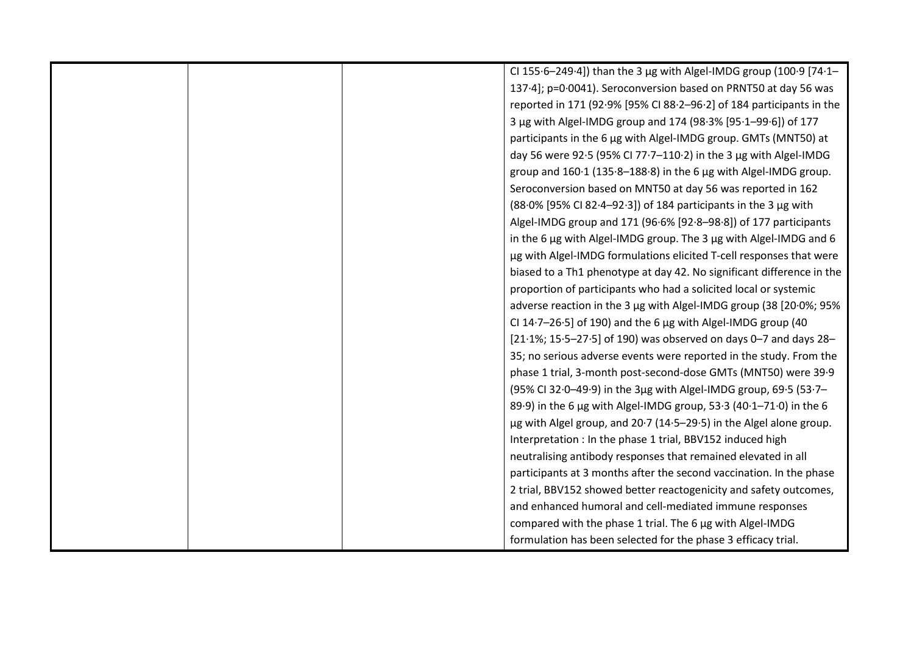| | | | CI 155·6–249·4]) than the 3 µg with Algel-IMDG group (100·9 [74·1–137·4]; p=0·0041). Seroconversion based on PRNT50 at day 56 was reported in 171 (92·9% [95% CI 88·2–96·2] of 184 participants in the 3 µg with Algel-IMDG group and 174 (98·3% [95·1–99·6]) of 177 participants in the 6 µg with Algel-IMDG group. GMTs (MNT50) at day 56 were 92·5 (95% CI 77·7–110·2) in the 3 µg with Algel-IMDG group and 160·1 (135·8–188·8) in the 6 µg with Algel-IMDG group. Seroconversion based on MNT50 at day 56 was reported in 162 (88·0% [95% CI 82·4–92·3]) of 184 participants in the 3 µg with Algel-IMDG group and 171 (96·6% [92·8–98·8]) of 177 participants in the 6 µg with Algel-IMDG group. The 3 µg with Algel-IMDG and 6 µg with Algel-IMDG formulations elicited T-cell responses that were biased to a Th1 phenotype at day 42. No significant difference in the proportion of participants who had a solicited local or systemic adverse reaction in the 3 µg with Algel-IMDG group (38 [20·0%; 95% CI 14·7–26·5] of 190) and the 6 µg with Algel-IMDG group (40 [21·1%; 15·5–27·5] of 190) was observed on days 0–7 and days 28–35; no serious adverse events were reported in the study. From the phase 1 trial, 3-month post-second-dose GMTs (MNT50) were 39·9 (95% CI 32·0–49·9) in the 3µg with Algel-IMDG group, 69·5 (53·7–89·9) in the 6 µg with Algel-IMDG group, 53·3 (40·1–71·0) in the 6 µg with Algel group, and 20·7 (14·5–29·5) in the Algel alone group. Interpretation : In the phase 1 trial, BBV152 induced high neutralising antibody responses that remained elevated in all participants at 3 months after the second vaccination. In the phase 2 trial, BBV152 showed better reactogenicity and safety outcomes, and enhanced humoral and cell-mediated immune responses compared with the phase 1 trial. The 6 µg with Algel-IMDG formulation has been selected for the phase 3 efficacy trial. |
|---|---|---|---|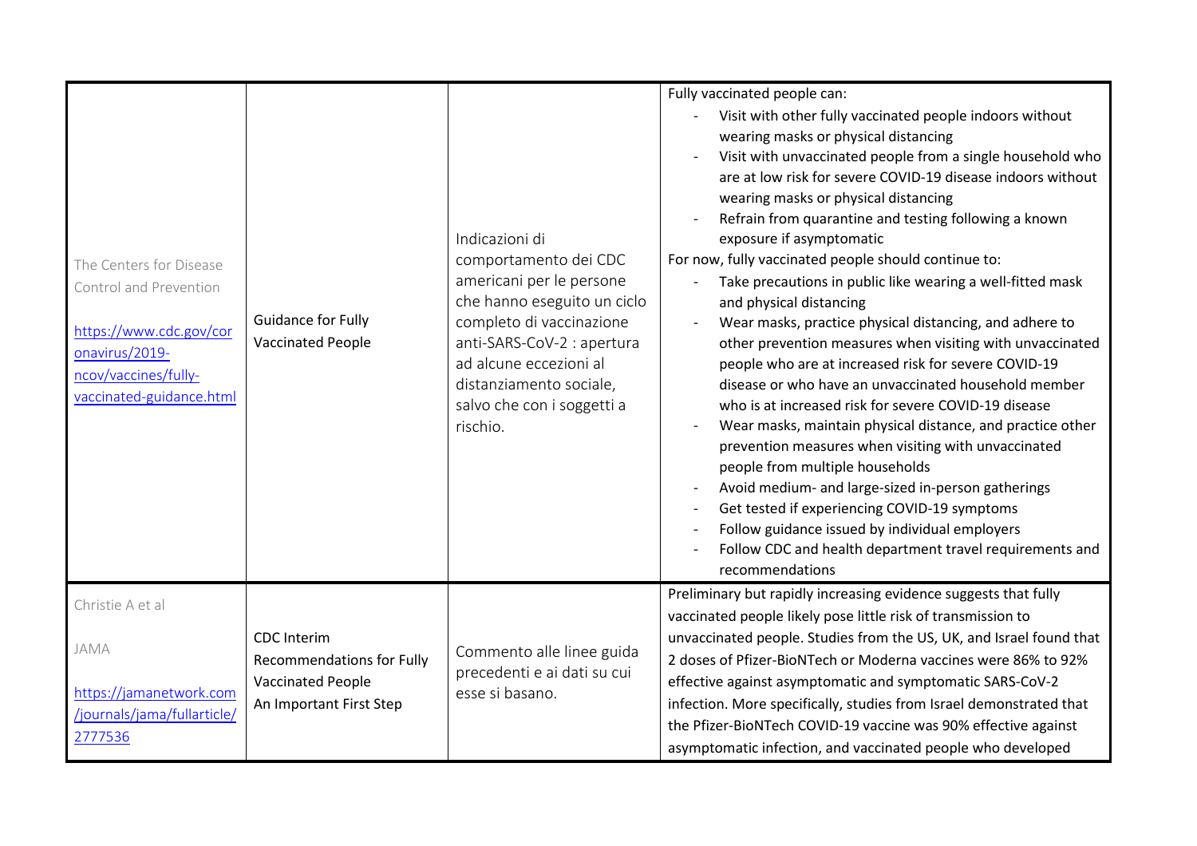| | | | |
|---|---|---|---|
| The Centers for Disease Control and Prevention<br><br>https://www.cdc.gov/coronavirus/2019-ncov/vaccines/fully-vaccinated-guidance.html | Guidance for Fully Vaccinated People | Indicazioni di comportamento dei CDC americani per le persone che hanno eseguito un ciclo completo di vaccinazione anti-SARS-CoV-2 : apertura ad alcune eccezioni al distanziamento sociale, salvo che con i soggetti a rischio. | Fully vaccinated people can:<br>- Visit with other fully vaccinated people indoors without wearing masks or physical distancing<br>- Visit with unvaccinated people from a single household who are at low risk for severe COVID-19 disease indoors without wearing masks or physical distancing<br>- Refrain from quarantine and testing following a known exposure if asymptomatic<br>For now, fully vaccinated people should continue to:<br>- Take precautions in public like wearing a well-fitted mask and physical distancing<br>- Wear masks, practice physical distancing, and adhere to other prevention measures when visiting with unvaccinated people who are at increased risk for severe COVID-19 disease or who have an unvaccinated household member who is at increased risk for severe COVID-19 disease<br>- Wear masks, maintain physical distance, and practice other prevention measures when visiting with unvaccinated people from multiple households<br>- Avoid medium- and large-sized in-person gatherings<br>- Get tested if experiencing COVID-19 symptoms<br>- Follow guidance issued by individual employers<br>- Follow CDC and health department travel requirements and recommendations |
| Christie A et al<br><br>JAMA<br><br>https://jamanetwork.com/journals/jama/fullarticle/2777536 | CDC Interim Recommendations for Fully Vaccinated People An Important First Step | Commento alle linee guida precedenti e ai dati su cui esse si basano. | Preliminary but rapidly increasing evidence suggests that fully vaccinated people likely pose little risk of transmission to unvaccinated people. Studies from the US, UK, and Israel found that 2 doses of Pfizer-BioNTech or Moderna vaccines were 86% to 92% effective against asymptomatic and symptomatic SARS-CoV-2 infection. More specifically, studies from Israel demonstrated that the Pfizer-BioNTech COVID-19 vaccine was 90% effective against asymptomatic infection, and vaccinated people who developed |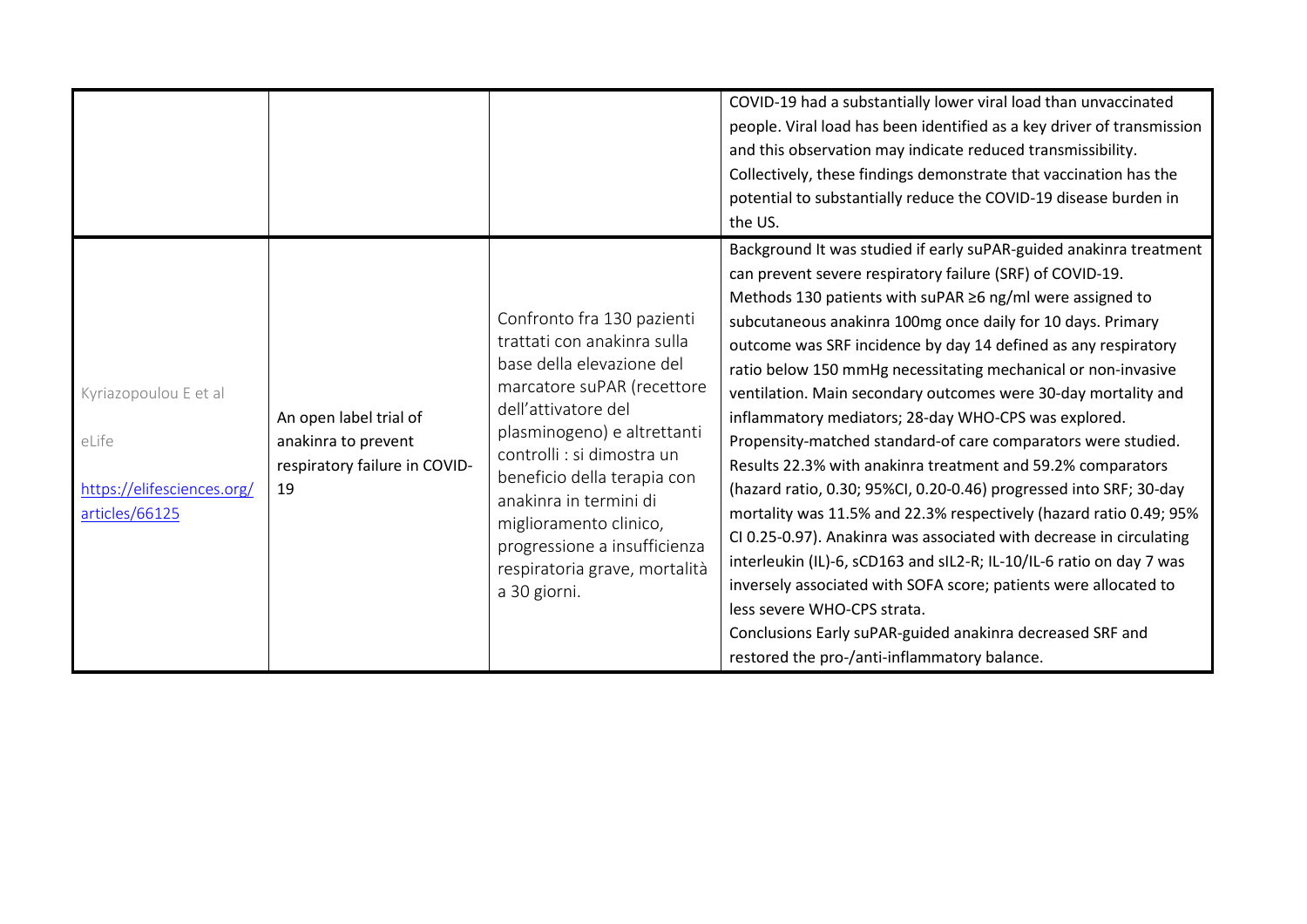| | | | |
|---|---|---|---|
| | | | COVID-19 had a substantially lower viral load than unvaccinated people. Viral load has been identified as a key driver of transmission and this observation may indicate reduced transmissibility. Collectively, these findings demonstrate that vaccination has the potential to substantially reduce the COVID-19 disease burden in the US. |
| Kyriazopoulou E et al<br><br>eLife<br><br>[https://elifesciences.org/articles/66125](https://elifesciences.org/articles/66125) | An open label trial of anakinra to prevent respiratory failure in COVID-19 | Confronto fra 130 pazienti trattati con anakinra sulla base della elevazione del marcatore suPAR (recettore dell'attivatore del plasminogeno) e altrettanti controlli : si dimostra un beneficio della terapia con anakinra in termini di miglioramento clinico, progressione a insufficienza respiratoria grave, mortalità a 30 giorni. | Background It was studied if early suPAR-guided anakinra treatment can prevent severe respiratory failure (SRF) of COVID-19.<br>Methods 130 patients with suPAR ≥6 ng/ml were assigned to subcutaneous anakinra 100mg once daily for 10 days. Primary outcome was SRF incidence by day 14 defined as any respiratory ratio below 150 mmHg necessitating mechanical or non-invasive ventilation. Main secondary outcomes were 30-day mortality and inflammatory mediators; 28-day WHO-CPS was explored. Propensity-matched standard-of care comparators were studied.<br>Results 22.3% with anakinra treatment and 59.2% comparators (hazard ratio, 0.30; 95%CI, 0.20-0.46) progressed into SRF; 30-day mortality was 11.5% and 22.3% respectively (hazard ratio 0.49; 95% CI 0.25-0.97). Anakinra was associated with decrease in circulating interleukin (IL)-6, sCD163 and sIL2-R; IL-10/IL-6 ratio on day 7 was inversely associated with SOFA score; patients were allocated to less severe WHO-CPS strata.<br>Conclusions Early suPAR-guided anakinra decreased SRF and restored the pro-/anti-inflammatory balance. |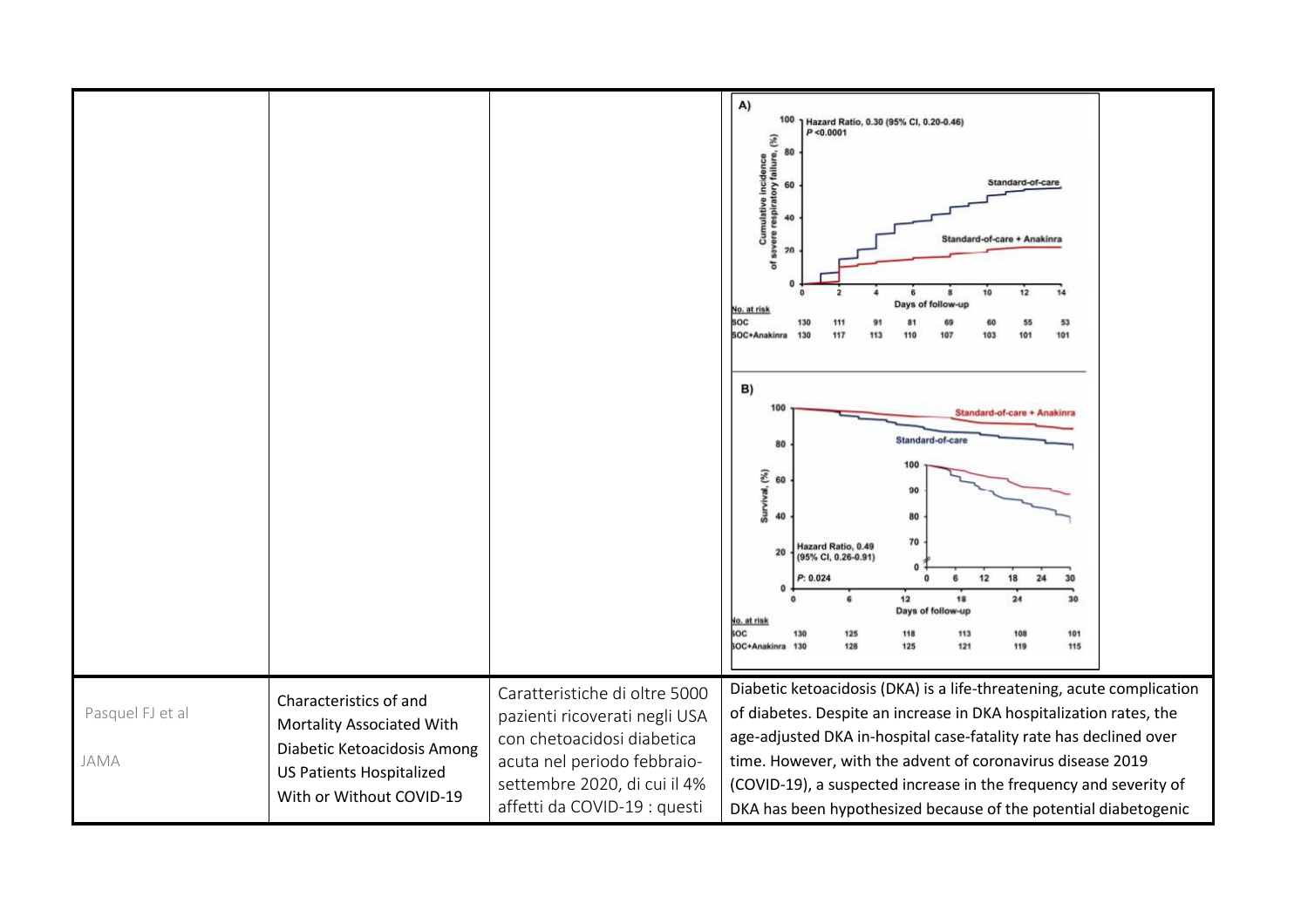| | | | |
|---|---|---|---|
| Pasquel FJ et al<br><br>JAMA | Characteristics of and Mortality Associated With Diabetic Ketoacidosis Among US Patients Hospitalized With or Without COVID-19 | Caratteristiche di oltre 5000 pazienti ricoverati negli USA con chetoacidosi diabetica acuta nel periodo febbraio-settembre 2020, di cui il 4% affetti da COVID-19 : questi | Diabetic ketoacidosis (DKA) is a life-threatening, acute complication of diabetes. Despite an increase in DKA hospitalization rates, the age-adjusted DKA in-hospital case-fatality rate has declined over time. However, with the advent of coronavirus disease 2019 (COVID-19), a suspected increase in the frequency and severity of DKA has been hypothesized because of the potential diabetogenic |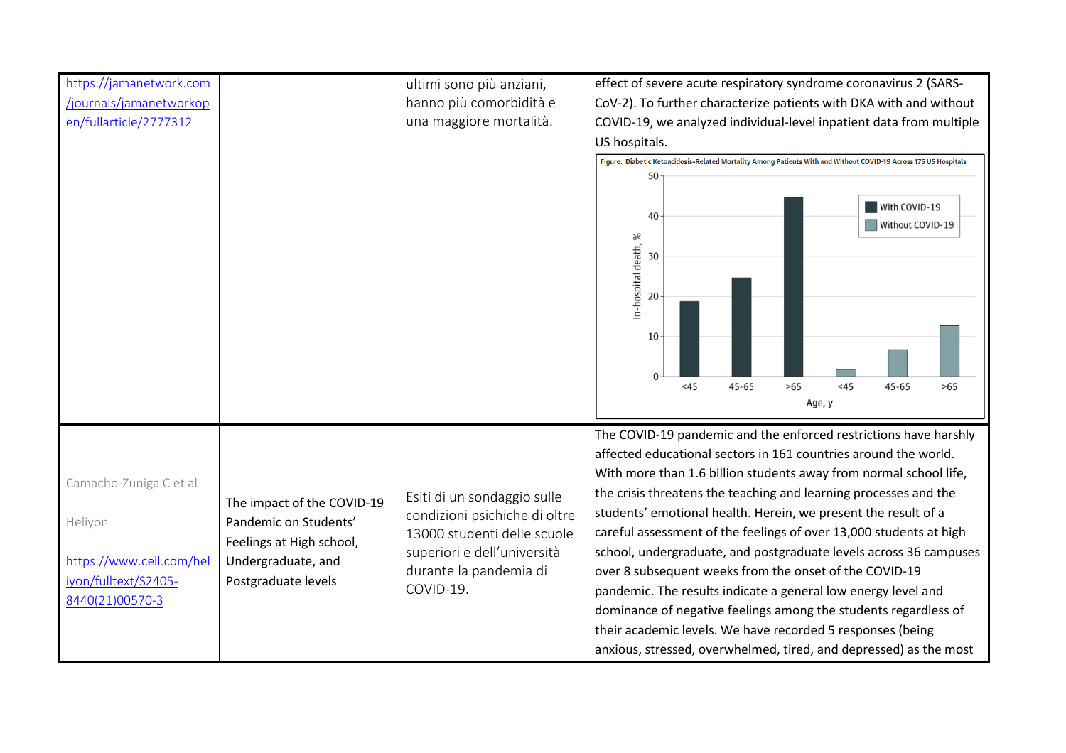| | | | |
|---|---|---|---|
| https://jamanetwork.com/journals/jamanetworkopen/fullarticle/2777312 | | ultimi sono più anziani, hanno più comorbidità e una maggiore mortalità. | effect of severe acute respiratory syndrome coronavirus 2 (SARS-CoV-2). To further characterize patients with DKA with and without COVID-19, we analyzed individual-level inpatient data from multiple US hospitals. Figure. Diabetic Ketoacidosis-Related Mortality Among Patients With and Without COVID-19 Across 175 US Hospitals |
| Camacho-Zuniga C et al Heliyon https://www.cell.com/heliyon/fulltext/S2405-8440(21)00570-3 | The impact of the COVID-19 Pandemic on Students' Feelings at High school, Undergraduate, and Postgraduate levels | Esiti di un sondaggio sulle condizioni psichiche di oltre 13000 studenti delle scuole superiori e dell'università durante la pandemia di COVID-19. | The COVID-19 pandemic and the enforced restrictions have harshly affected educational sectors in 161 countries around the world. With more than 1.6 billion students away from normal school life, the crisis threatens the teaching and learning processes and the students' emotional health. Herein, we present the result of a careful assessment of the feelings of over 13,000 students at high school, undergraduate, and postgraduate levels across 36 campuses over 8 subsequent weeks from the onset of the COVID-19 pandemic. The results indicate a general low energy level and dominance of negative feelings among the students regardless of their academic levels. We have recorded 5 responses (being anxious, stressed, overwhelmed, tired, and depressed) as the most |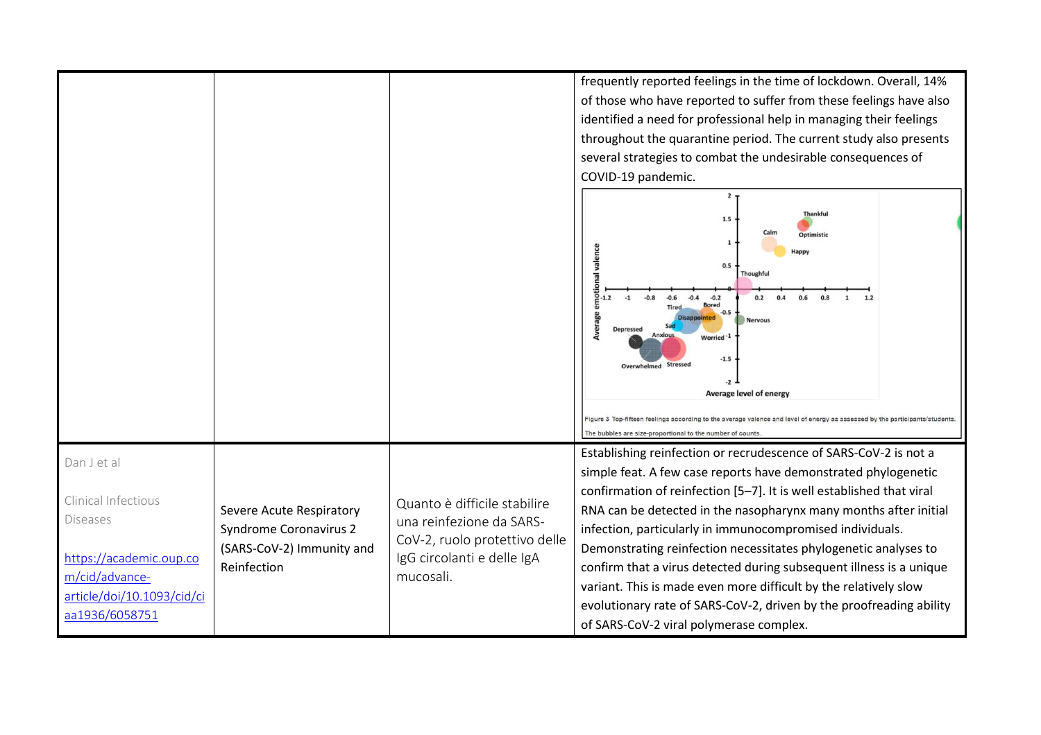| | | | |
|---|---|---|---|
| | | | frequently reported feelings in the time of lockdown. Overall, 14% of those who have reported to suffer from these feelings have also identified a need for professional help in managing their feelings throughout the quarantine period. The current study also presents several strategies to combat the undesirable consequences of COVID-19 pandemic. Figure 3 Top-fifteen feelings according to the average valence and level of energy as assessed by the participants/students. The bubbles are size-proportional to the number of counts. |
| Dan J et al<br><br>Clinical Infectious Diseases<br><br>https://academic.oup.com/cid/advance-article/doi/10.1093/cid/ciaa1936/6058751 | Severe Acute Respiratory Syndrome Coronavirus 2 (SARS-CoV-2) Immunity and Reinfection | Quanto è difficile stabilire una reinfezione da SARS-CoV-2, ruolo protettivo delle IgG circolanti e delle IgA mucosali. | Establishing reinfection or recrudescence of SARS-CoV-2 is not a simple feat. A few case reports have demonstrated phylogenetic confirmation of reinfection [5–7]. It is well established that viral RNA can be detected in the nasopharynx many months after initial infection, particularly in immunocompromised individuals. Demonstrating reinfection necessitates phylogenetic analyses to confirm that a virus detected during subsequent illness is a unique variant. This is made even more difficult by the relatively slow evolutionary rate of SARS-CoV-2, driven by the proofreading ability of SARS-CoV-2 viral polymerase complex. |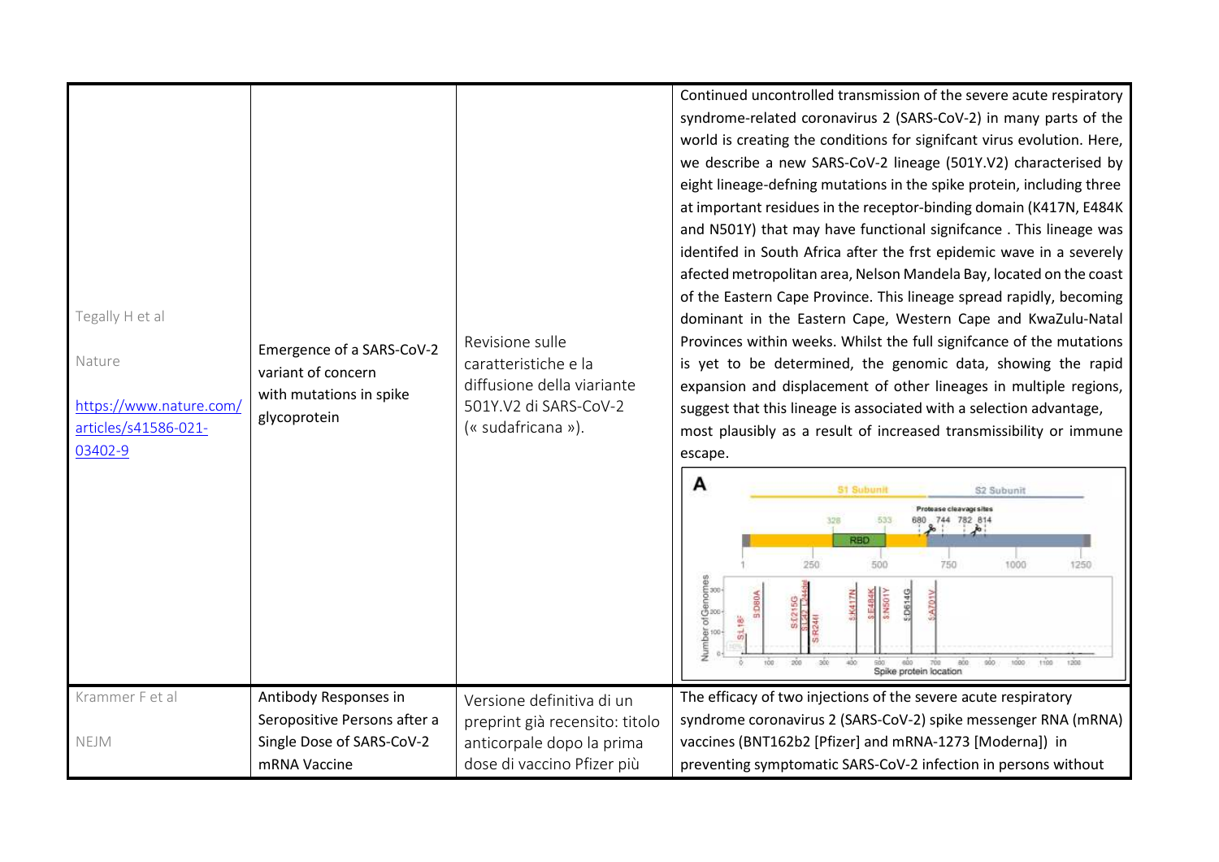| | | | |
|---|---|---|---|
| Tegally H et al<br><br>Nature<br><br>[https://www.nature.com/articles/s41586-021-03402-9](https://www.nature.com/articles/s41586-021-03402-9) | Emergence of a SARS-CoV-2 variant of concern with mutations in spike glycoprotein | Revisione sulle caratteristiche e la diffusione della viariante 501Y.V2 di SARS-CoV-2 (« sudafricana »). | Continued uncontrolled transmission of the severe acute respiratory syndrome-related coronavirus 2 (SARS-CoV-2) in many parts of the world is creating the conditions for signifcant virus evolution. Here, we describe a new SARS-CoV-2 lineage (501Y.V2) characterised by eight lineage-defning mutations in the spike protein, including three at important residues in the receptor-binding domain (K417N, E484K and N501Y) that may have functional signifcance . This lineage was identifed in South Africa after the frst epidemic wave in a severely afected metropolitan area, Nelson Mandela Bay, located on the coast of the Eastern Cape Province. This lineage spread rapidly, becoming dominant in the Eastern Cape, Western Cape and KwaZulu-Natal Provinces within weeks. Whilst the full signifcance of the mutations is yet to be determined, the genomic data, showing the rapid expansion and displacement of other lineages in multiple regions, suggest that this lineage is associated with a selection advantage, most plausibly as a result of increased transmissibility or immune escape. |
| Krammer F et al<br><br>NEJM | Antibody Responses in Seropositive Persons after a Single Dose of SARS-CoV-2 mRNA Vaccine | Versione definitiva di un preprint già recensito: titolo anticorpale dopo la prima dose di vaccino Pfizer più | The efficacy of two injections of the severe acute respiratory syndrome coronavirus 2 (SARS-CoV-2) spike messenger RNA (mRNA) vaccines (BNT162b2 [Pfizer] and mRNA-1273 [Moderna]) in preventing symptomatic SARS-CoV-2 infection in persons without |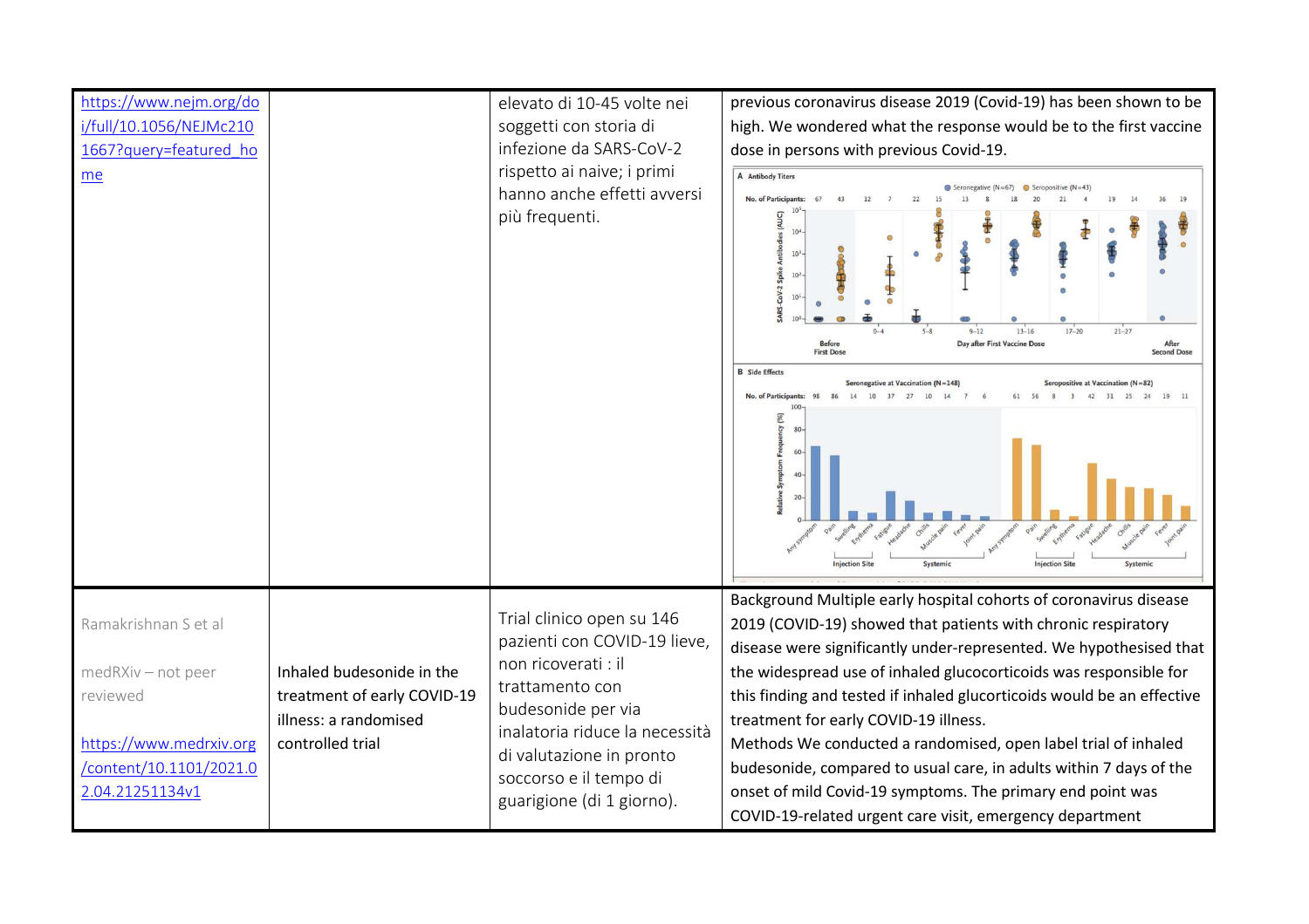| | | | |
|---|---|---|---|
| https://www.nejm.org/doi/full/10.1056/NEJMc2101667?query=featured_home | | elevato di 10-45 volte nei soggetti con storia di infezione da SARS-CoV-2 rispetto ai naive; i primi hanno anche effetti avversi più frequenti. | previous coronavirus disease 2019 (Covid-19) has been shown to be high. We wondered what the response would be to the first vaccine dose in persons with previous Covid-19. |
| Ramakrishnan S et al<br><br>medRXiv – not peer reviewed<br><br>https://www.medrxiv.org/content/10.1101/2021.02.04.21251134v1 | Inhaled budesonide in the treatment of early COVID-19 illness: a randomised controlled trial | Trial clinico open su 146 pazienti con COVID-19 lieve, non ricoverati : il trattamento con budesonide per via inalatoria riduce la necessità di valutazione in pronto soccorso e il tempo di guarigione (di 1 giorno). | Background Multiple early hospital cohorts of coronavirus disease 2019 (COVID-19) showed that patients with chronic respiratory disease were significantly under-represented. We hypothesised that the widespread use of inhaled glucocorticoids was responsible for this finding and tested if inhaled glucorticoids would be an effective treatment for early COVID-19 illness.<br>Methods We conducted a randomised, open label trial of inhaled budesonide, compared to usual care, in adults within 7 days of the onset of mild Covid-19 symptoms. The primary end point was COVID-19-related urgent care visit, emergency department |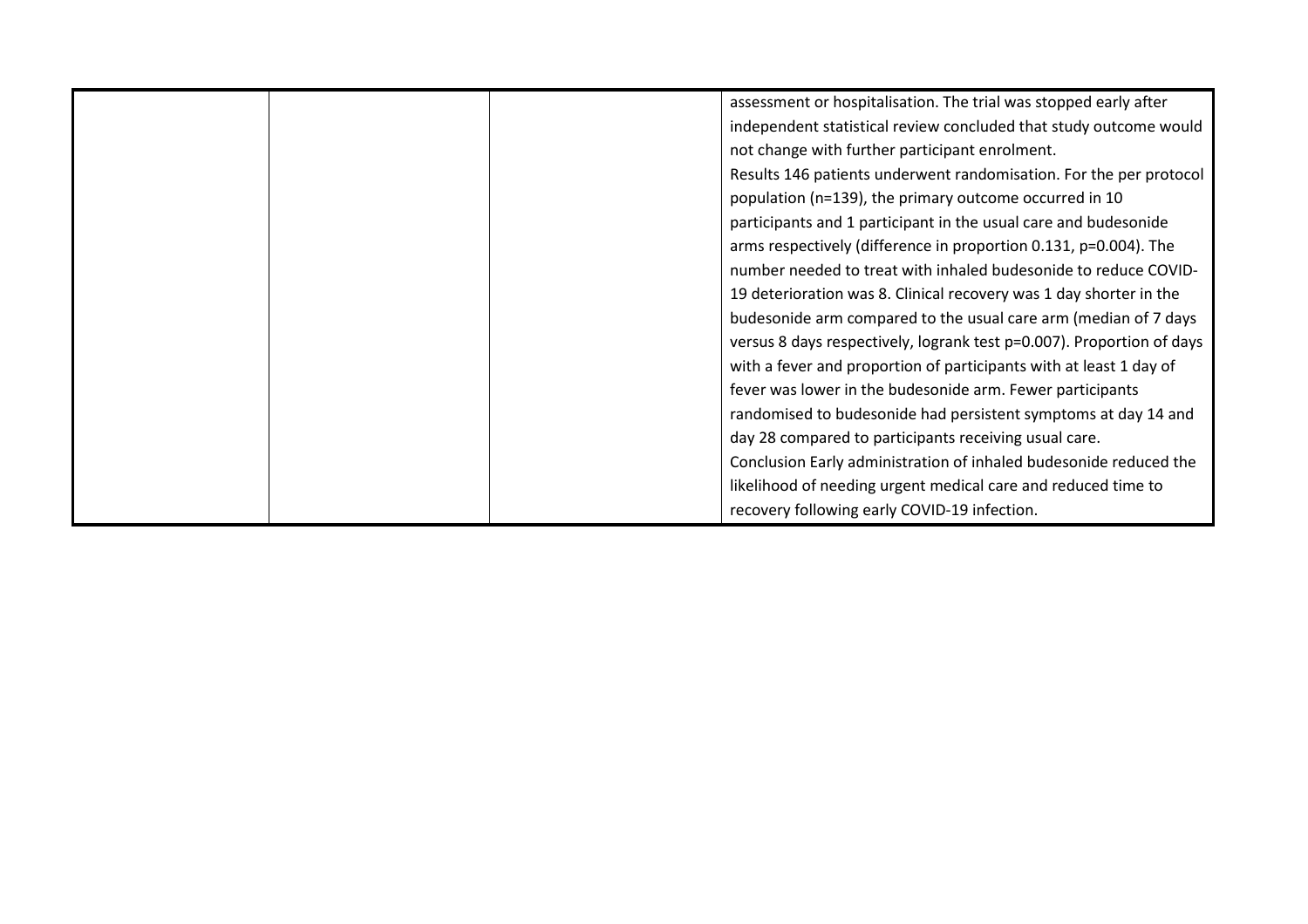| | | | |
|---|---|---|---|
| | | | assessment or hospitalisation. The trial was stopped early after independent statistical review concluded that study outcome would not change with further participant enrolment.<br>Results 146 patients underwent randomisation. For the per protocol population (n=139), the primary outcome occurred in 10 participants and 1 participant in the usual care and budesonide arms respectively (difference in proportion 0.131, p=0.004). The number needed to treat with inhaled budesonide to reduce COVID-19 deterioration was 8. Clinical recovery was 1 day shorter in the budesonide arm compared to the usual care arm (median of 7 days versus 8 days respectively, logrank test p=0.007). Proportion of days with a fever and proportion of participants with at least 1 day of fever was lower in the budesonide arm. Fewer participants randomised to budesonide had persistent symptoms at day 14 and day 28 compared to participants receiving usual care.<br>Conclusion Early administration of inhaled budesonide reduced the likelihood of needing urgent medical care and reduced time to recovery following early COVID-19 infection. |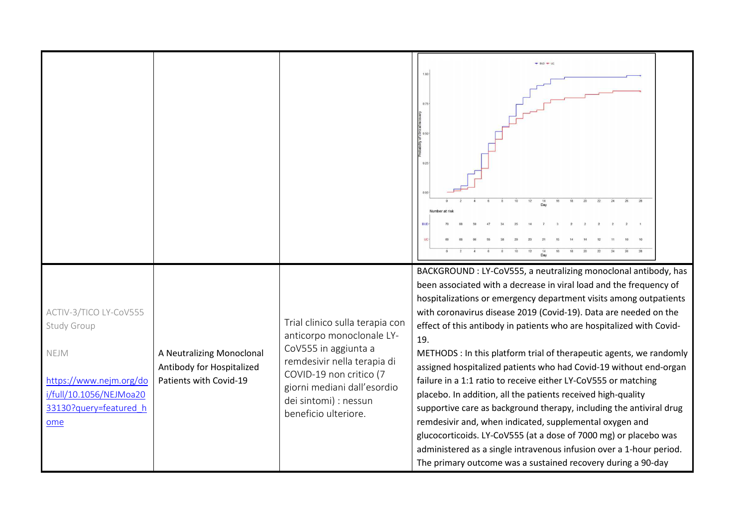| | | | |
|---|---|---|---|
| | | | |
| ACTIV-3/TICO LY-CoV555 Study Group<br><br>NEJM<br><br>https://www.nejm.org/doi/full/10.1056/NEJMoa2033130?query=featured_home | A Neutralizing Monoclonal Antibody for Hospitalized Patients with Covid-19 | Trial clinico sulla terapia con anticorpo monoclonale LY-CoV555 in aggiunta a remdesivir nella terapia di COVID-19 non critico (7 giorni mediani dall'esordio dei sintomi) : nessun beneficio ulteriore. | BACKGROUND : LY-CoV555, a neutralizing monoclonal antibody, has been associated with a decrease in viral load and the frequency of hospitalizations or emergency department visits among outpatients with coronavirus disease 2019 (Covid-19). Data are needed on the effect of this antibody in patients who are hospitalized with Covid-19.<br>METHODS : In this platform trial of therapeutic agents, we randomly assigned hospitalized patients who had Covid-19 without end-organ failure in a 1:1 ratio to receive either LY-CoV555 or matching placebo. In addition, all the patients received high-quality supportive care as background therapy, including the antiviral drug remdesivir and, when indicated, supplemental oxygen and glucocorticoids. LY-CoV555 (at a dose of 7000 mg) or placebo was administered as a single intravenous infusion over a 1-hour period. The primary outcome was a sustained recovery during a 90-day |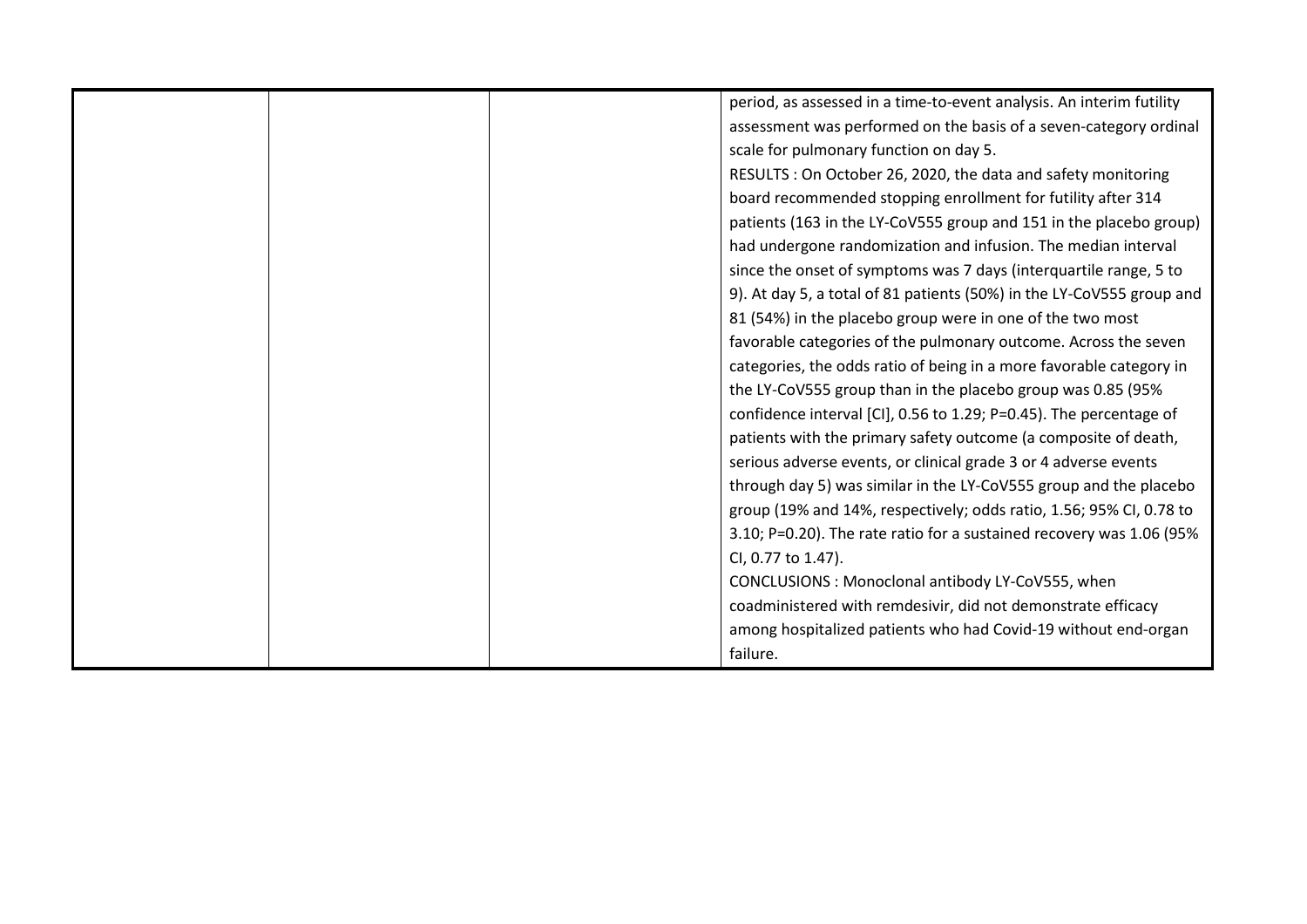| | | | |
|---|---|---|---|
| | | | period, as assessed in a time-to-event analysis. An interim futility assessment was performed on the basis of a seven-category ordinal scale for pulmonary function on day 5.<br>RESULTS : On October 26, 2020, the data and safety monitoring board recommended stopping enrollment for futility after 314 patients (163 in the LY-CoV555 group and 151 in the placebo group) had undergone randomization and infusion. The median interval since the onset of symptoms was 7 days (interquartile range, 5 to 9). At day 5, a total of 81 patients (50%) in the LY-CoV555 group and 81 (54%) in the placebo group were in one of the two most favorable categories of the pulmonary outcome. Across the seven categories, the odds ratio of being in a more favorable category in the LY-CoV555 group than in the placebo group was 0.85 (95% confidence interval [CI], 0.56 to 1.29; P=0.45). The percentage of patients with the primary safety outcome (a composite of death, serious adverse events, or clinical grade 3 or 4 adverse events through day 5) was similar in the LY-CoV555 group and the placebo group (19% and 14%, respectively; odds ratio, 1.56; 95% CI, 0.78 to 3.10; P=0.20). The rate ratio for a sustained recovery was 1.06 (95% CI, 0.77 to 1.47).<br>CONCLUSIONS : Monoclonal antibody LY-CoV555, when coadministered with remdesivir, did not demonstrate efficacy among hospitalized patients who had Covid-19 without end-organ failure. |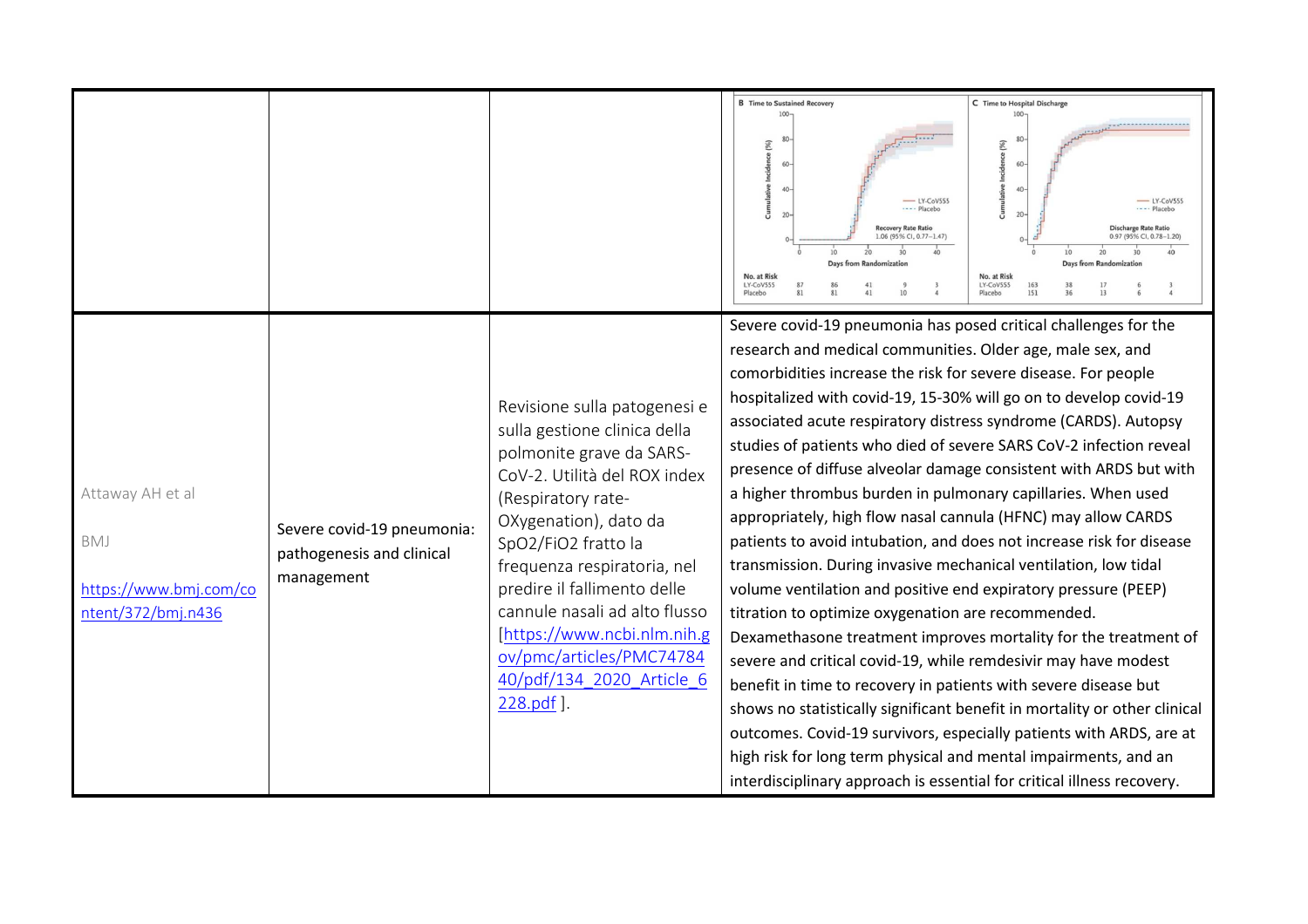| | | | |
|---|---|---|---|
| | | | B Time to Sustained Recovery — Recovery Rate Ratio 1.06 (95% CI, 0.77–1.47); C Time to Hospital Discharge — Discharge Rate Ratio 0.97 (95% CI, 0.78–1.20) |
| Attaway AH et al<br><br>BMJ<br><br>[https://www.bmj.com/content/372/bmj.n436](https://www.bmj.com/content/372/bmj.n436) | Severe covid-19 pneumonia: pathogenesis and clinical management | Revisione sulla patogenesi e sulla gestione clinica della polmonite grave da SARS-CoV-2. Utilità del ROX index (Respiratory rate-OXygenation), dato da SpO2/FiO2 fratto la frequenza respiratoria, nel predire il fallimento delle cannule nasali ad alto flusso [[https://www.ncbi.nlm.nih.gov/pmc/articles/PMC7478440/pdf/134_2020_Article_6228.pdf](https://www.ncbi.nlm.nih.gov/pmc/articles/PMC7478440/pdf/134_2020_Article_6228.pdf) ]. | Severe covid-19 pneumonia has posed critical challenges for the research and medical communities. Older age, male sex, and comorbidities increase the risk for severe disease. For people hospitalized with covid-19, 15-30% will go on to develop covid-19 associated acute respiratory distress syndrome (CARDS). Autopsy studies of patients who died of severe SARS CoV-2 infection reveal presence of diffuse alveolar damage consistent with ARDS but with a higher thrombus burden in pulmonary capillaries. When used appropriately, high flow nasal cannula (HFNC) may allow CARDS patients to avoid intubation, and does not increase risk for disease transmission. During invasive mechanical ventilation, low tidal volume ventilation and positive end expiratory pressure (PEEP) titration to optimize oxygenation are recommended. Dexamethasone treatment improves mortality for the treatment of severe and critical covid-19, while remdesivir may have modest benefit in time to recovery in patients with severe disease but shows no statistically significant benefit in mortality or other clinical outcomes. Covid-19 survivors, especially patients with ARDS, are at high risk for long term physical and mental impairments, and an interdisciplinary approach is essential for critical illness recovery. |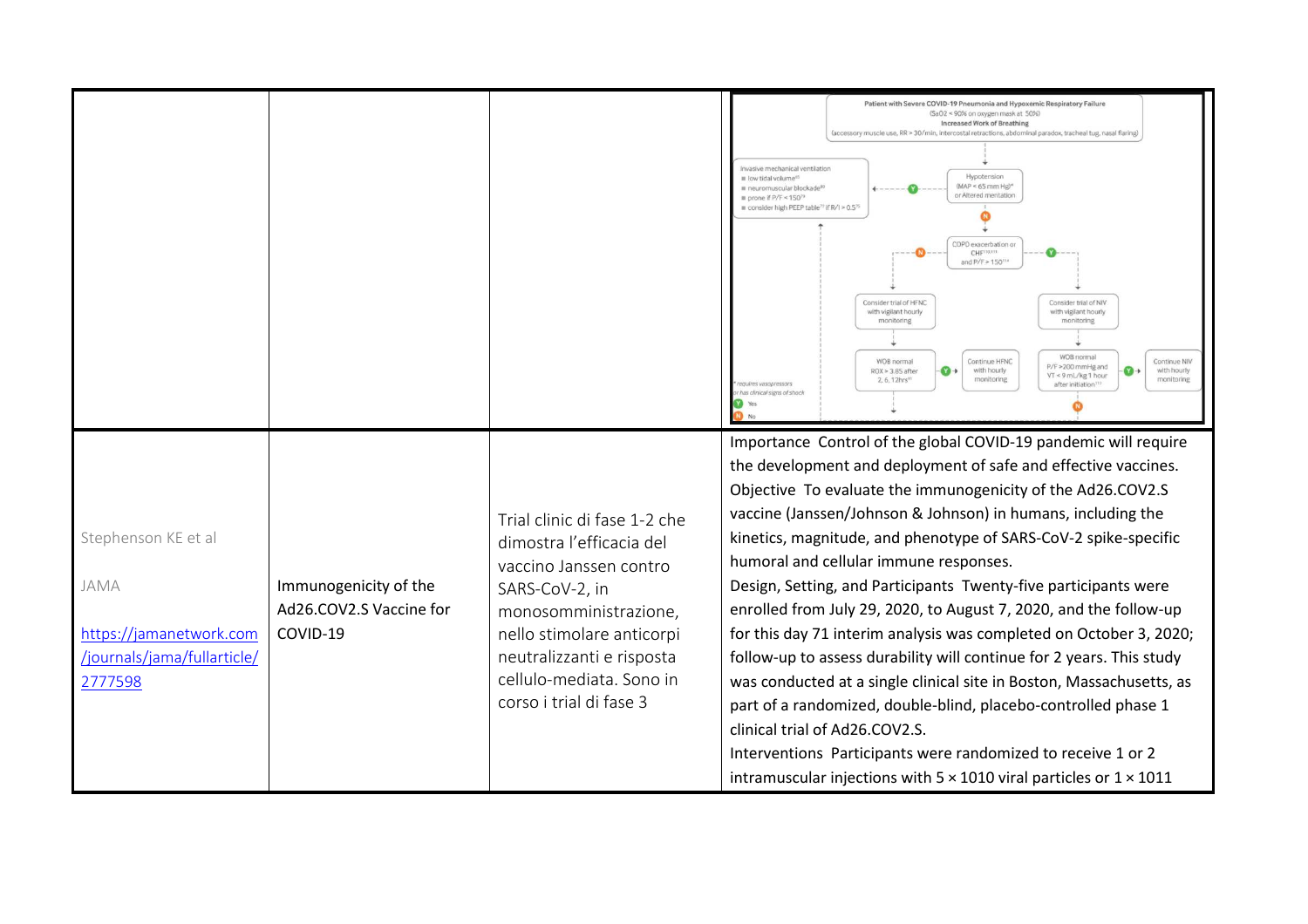| | | | |
|---|---|---|---|
| | | | Patient with Severe COVID-19 Pneumonia and Hypoxemic Respiratory Failure (SaO2 < 90% on oxygen mask at 50%) Increased Work of Breathing (accessory muscle use, RR > 30/min, intercostal retractions, abdominal paradox, tracheal tug, nasal flaring) → Hypotension (MAP < 65 mm Hg)* or Altered mentation — Y → Invasive mechanical ventilation: low tidal volume; neuromuscular blockade; prone if P/F < 150; consider high PEEP table if R/I > 0.5 — N → COPD exacerbation or CHF and P/F > 150 — N → Consider trial of HFNC with vigilant hourly monitoring → WOB normal ROX > 3.85 after 2, 6, 12hrs — Y → Continue HFNC with hourly monitoring — Y → Consider trial of NIV with vigilant hourly monitoring → WOB normal P/F > 200 mmHg and VT < 9 mL/kg 1 hour after initiation — Y → Continue NIV with hourly monitoring. * requires vasopressors or has clinical signs of shock. Y Yes N No |
| Stephenson KE et al<br><br>JAMA<br><br>https://jamanetwork.com/journals/jama/fullarticle/2777598 | Immunogenicity of the Ad26.COV2.S Vaccine for COVID-19 | Trial clinic di fase 1-2 che dimostra l'efficacia del vaccino Janssen contro SARS-CoV-2, in monosomministrazione, nello stimolare anticorpi neutralizzanti e risposta cellulo-mediata. Sono in corso i trial di fase 3 | Importance Control of the global COVID-19 pandemic will require the development and deployment of safe and effective vaccines.<br>Objective To evaluate the immunogenicity of the Ad26.COV2.S vaccine (Janssen/Johnson & Johnson) in humans, including the kinetics, magnitude, and phenotype of SARS-CoV-2 spike-specific humoral and cellular immune responses.<br>Design, Setting, and Participants Twenty-five participants were enrolled from July 29, 2020, to August 7, 2020, and the follow-up for this day 71 interim analysis was completed on October 3, 2020; follow-up to assess durability will continue for 2 years. This study was conducted at a single clinical site in Boston, Massachusetts, as part of a randomized, double-blind, placebo-controlled phase 1 clinical trial of Ad26.COV2.S.<br>Interventions Participants were randomized to receive 1 or 2 intramuscular injections with $5 \times 1010$ viral particles or $1 \times 1011$ |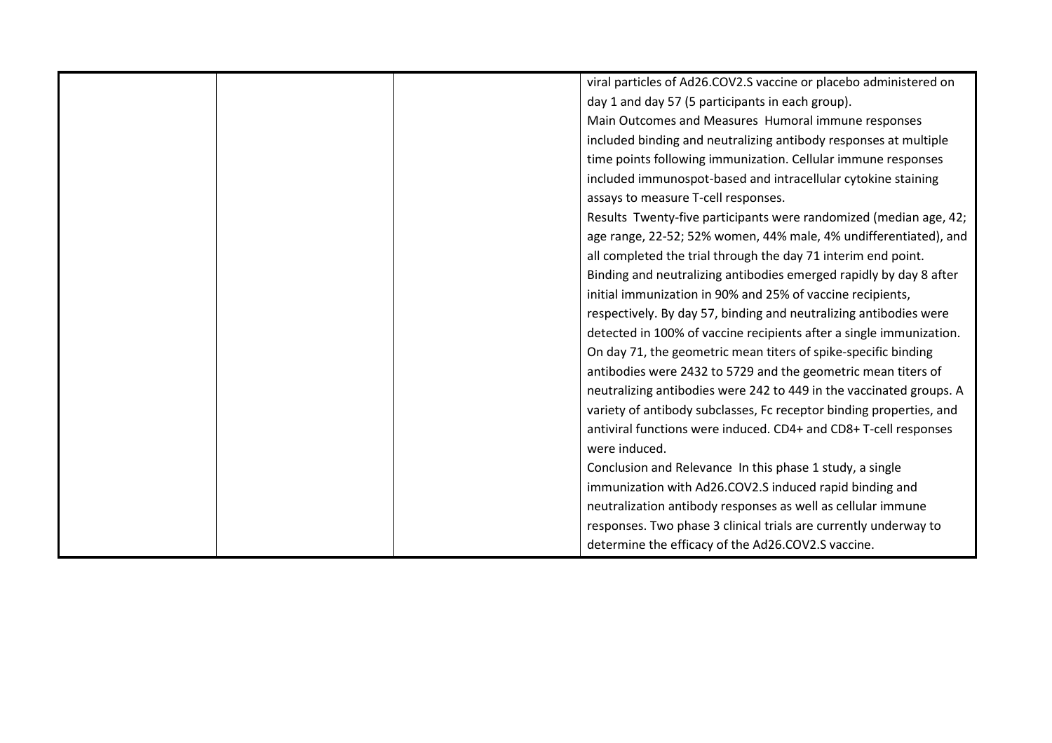|  |  |  | viral particles of Ad26.COV2.S vaccine or placebo administered on day 1 and day 57 (5 participants in each group).<br>Main Outcomes and Measures Humoral immune responses included binding and neutralizing antibody responses at multiple time points following immunization. Cellular immune responses included immunospot-based and intracellular cytokine staining assays to measure T-cell responses.<br>Results Twenty-five participants were randomized (median age, 42; age range, 22-52; 52% women, 44% male, 4% undifferentiated), and all completed the trial through the day 71 interim end point. Binding and neutralizing antibodies emerged rapidly by day 8 after initial immunization in 90% and 25% of vaccine recipients, respectively. By day 57, binding and neutralizing antibodies were detected in 100% of vaccine recipients after a single immunization. On day 71, the geometric mean titers of spike-specific binding antibodies were 2432 to 5729 and the geometric mean titers of neutralizing antibodies were 242 to 449 in the vaccinated groups. A variety of antibody subclasses, Fc receptor binding properties, and antiviral functions were induced. CD4+ and CD8+ T-cell responses were induced.<br>Conclusion and Relevance In this phase 1 study, a single immunization with Ad26.COV2.S induced rapid binding and neutralization antibody responses as well as cellular immune responses. Two phase 3 clinical trials are currently underway to determine the efficacy of the Ad26.COV2.S vaccine. |
|---|---|---|---|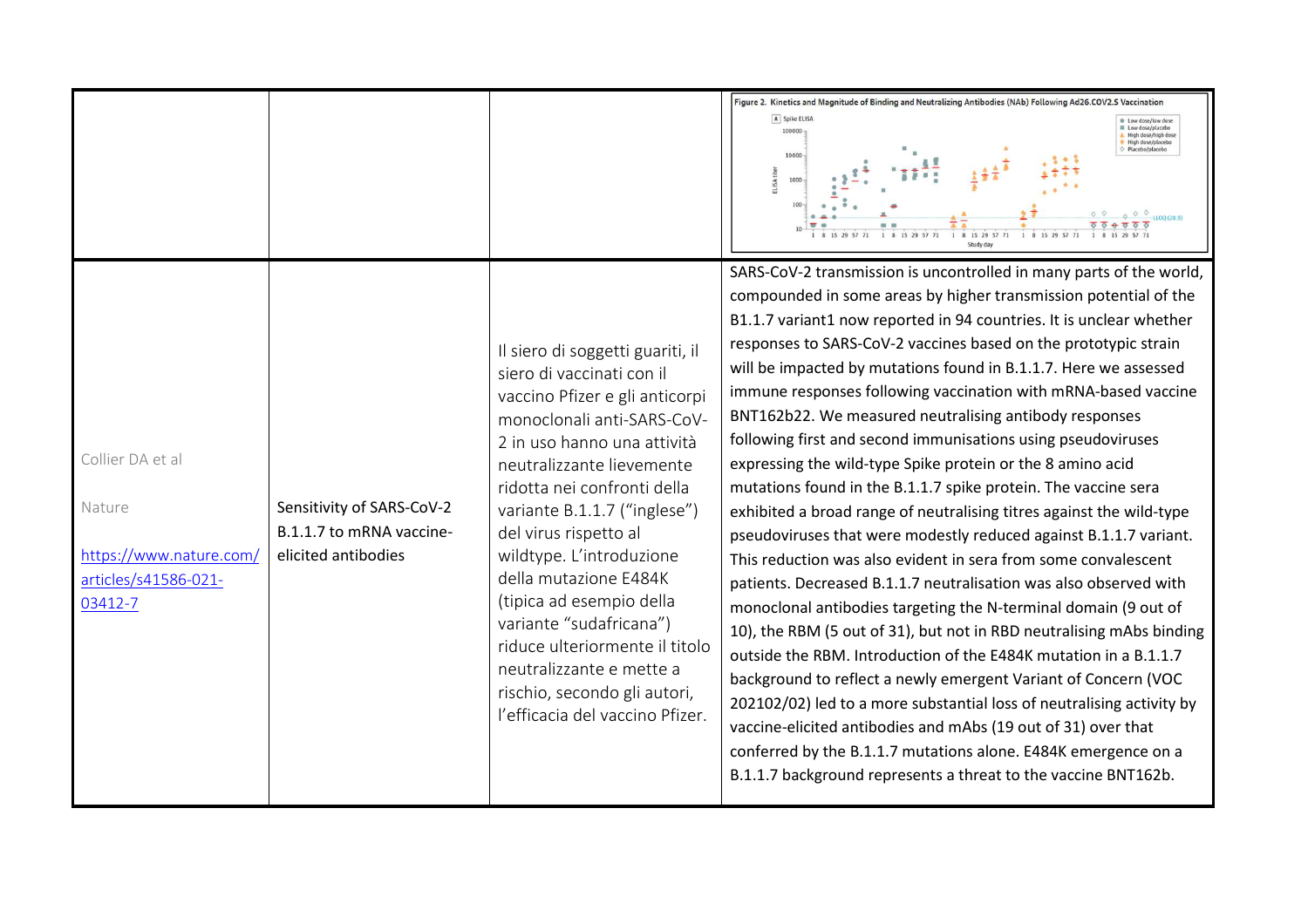| | | | |
|---|---|---|---|
| | | | Figure 2. Kinetics and Magnitude of Binding and Neutralizing Antibodies (NAb) Following Ad26.COV2.S Vaccination |
| Collier DA et al<br><br>Nature<br><br>[https://www.nature.com/articles/s41586-021-03412-7](https://www.nature.com/articles/s41586-021-03412-7) | Sensitivity of SARS-CoV-2 B.1.1.7 to mRNA vaccine-elicited antibodies | Il siero di soggetti guariti, il siero di vaccinati con il vaccino Pfizer e gli anticorpi monoclonali anti-SARS-CoV-2 in uso hanno una attività neutralizzante lievemente ridotta nei confronti della variante B.1.1.7 ("inglese") del virus rispetto al wildtype. L'introduzione della mutazione E484K (tipica ad esempio della variante "sudafricana") riduce ulteriormente il titolo neutralizzante e mette a rischio, secondo gli autori, l'efficacia del vaccino Pfizer. | SARS-CoV-2 transmission is uncontrolled in many parts of the world, compounded in some areas by higher transmission potential of the B1.1.7 variant1 now reported in 94 countries. It is unclear whether responses to SARS-CoV-2 vaccines based on the prototypic strain will be impacted by mutations found in B.1.1.7. Here we assessed immune responses following vaccination with mRNA-based vaccine BNT162b22. We measured neutralising antibody responses following first and second immunisations using pseudoviruses expressing the wild-type Spike protein or the 8 amino acid mutations found in the B.1.1.7 spike protein. The vaccine sera exhibited a broad range of neutralising titres against the wild-type pseudoviruses that were modestly reduced against B.1.1.7 variant. This reduction was also evident in sera from some convalescent patients. Decreased B.1.1.7 neutralisation was also observed with monoclonal antibodies targeting the N-terminal domain (9 out of 10), the RBM (5 out of 31), but not in RBD neutralising mAbs binding outside the RBM. Introduction of the E484K mutation in a B.1.1.7 background to reflect a newly emergent Variant of Concern (VOC 202102/02) led to a more substantial loss of neutralising activity by vaccine-elicited antibodies and mAbs (19 out of 31) over that conferred by the B.1.1.7 mutations alone. E484K emergence on a B.1.1.7 background represents a threat to the vaccine BNT162b. |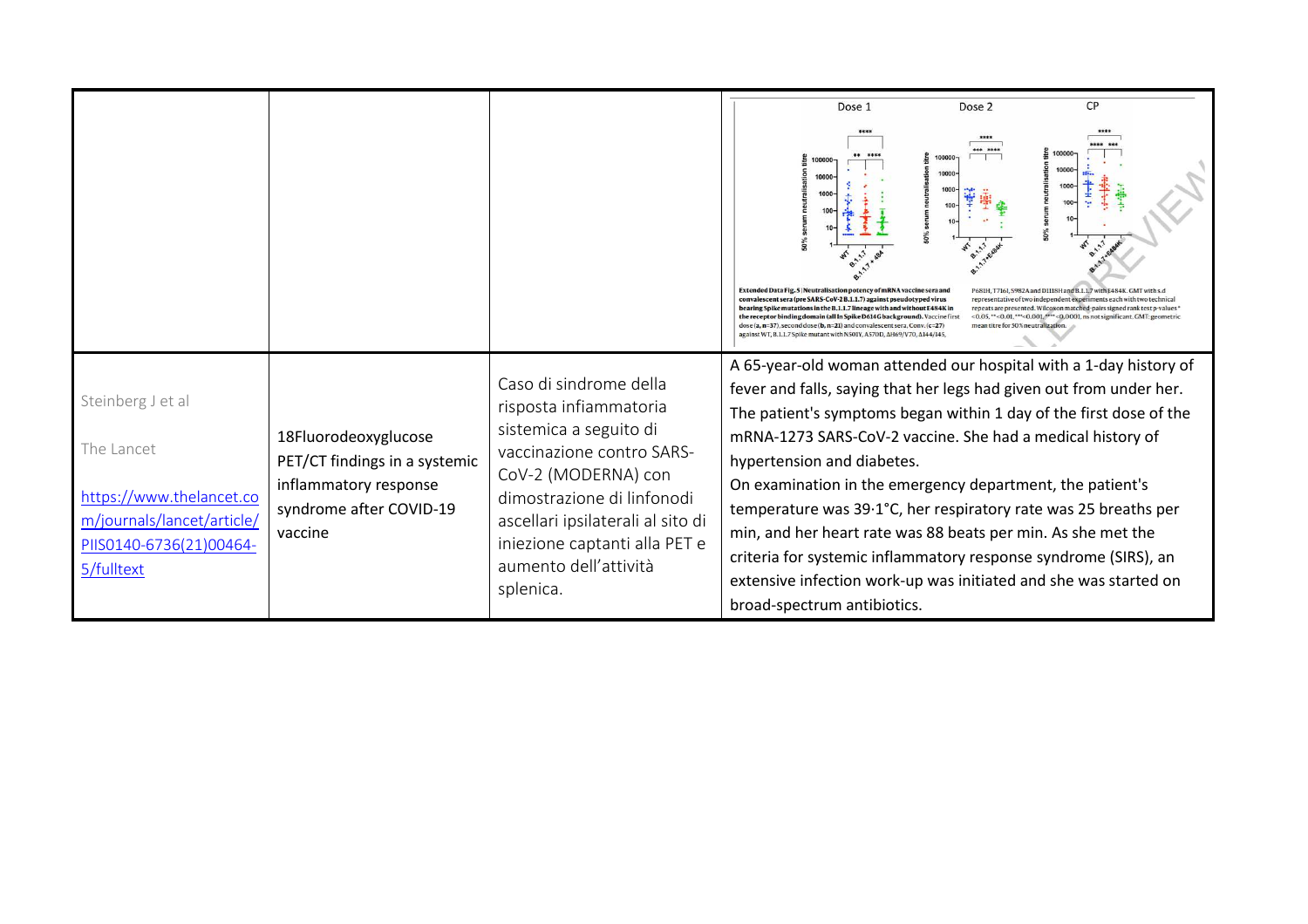| | | | |
|---|---|---|---|
| | | | Extended Data Fig. 5 \| Neutralisation potency of mRNA vaccine sera and convalescent sera (pre SARS-CoV-2 B.1.1.7) against pseudotyped virus bearing Spike mutations in the B.1.1.7 lineage with and without E484K in the receptor binding domain (all in Spike D614G background). Vaccine first dose (a, n=37), second dose (b, n=21) and convalescent sera, Conv. (c=27) against WT, B.1.1.7 Spike mutant with N501Y, A570D, ΔH69/V70, Δ144/145, P681H, T716I, S982A and D1118H and B.1.1.7 with E484K. GMT with s.d representative of two independent experiments each with two technical repeats are presented. Wilcoxon matched-pairs signed rank test p-values * <0.05, ** <0.01, *** <0.001, **** <0.0001, ns not significant. GMT: geometric mean titre for 50% neutralization. |
| Steinberg J et al<br><br>The Lancet<br><br>https://www.thelancet.com/journals/lancet/article/PIIS0140-6736(21)00464-5/fulltext | 18Fluorodeoxyglucose PET/CT findings in a systemic inflammatory response syndrome after COVID-19 vaccine | Caso di sindrome della risposta infiammatoria sistemica a seguito di vaccinazione contro SARS-CoV-2 (MODERNA) con dimostrazione di linfonodi ascellari ipsilaterali al sito di iniezione captanti alla PET e aumento dell'attività splenica. | A 65-year-old woman attended our hospital with a 1-day history of fever and falls, saying that her legs had given out from under her. The patient's symptoms began within 1 day of the first dose of the mRNA-1273 SARS-CoV-2 vaccine. She had a medical history of hypertension and diabetes.<br>On examination in the emergency department, the patient's temperature was 39·1°C, her respiratory rate was 25 breaths per min, and her heart rate was 88 beats per min. As she met the criteria for systemic inflammatory response syndrome (SIRS), an extensive infection work-up was initiated and she was started on broad-spectrum antibiotics. |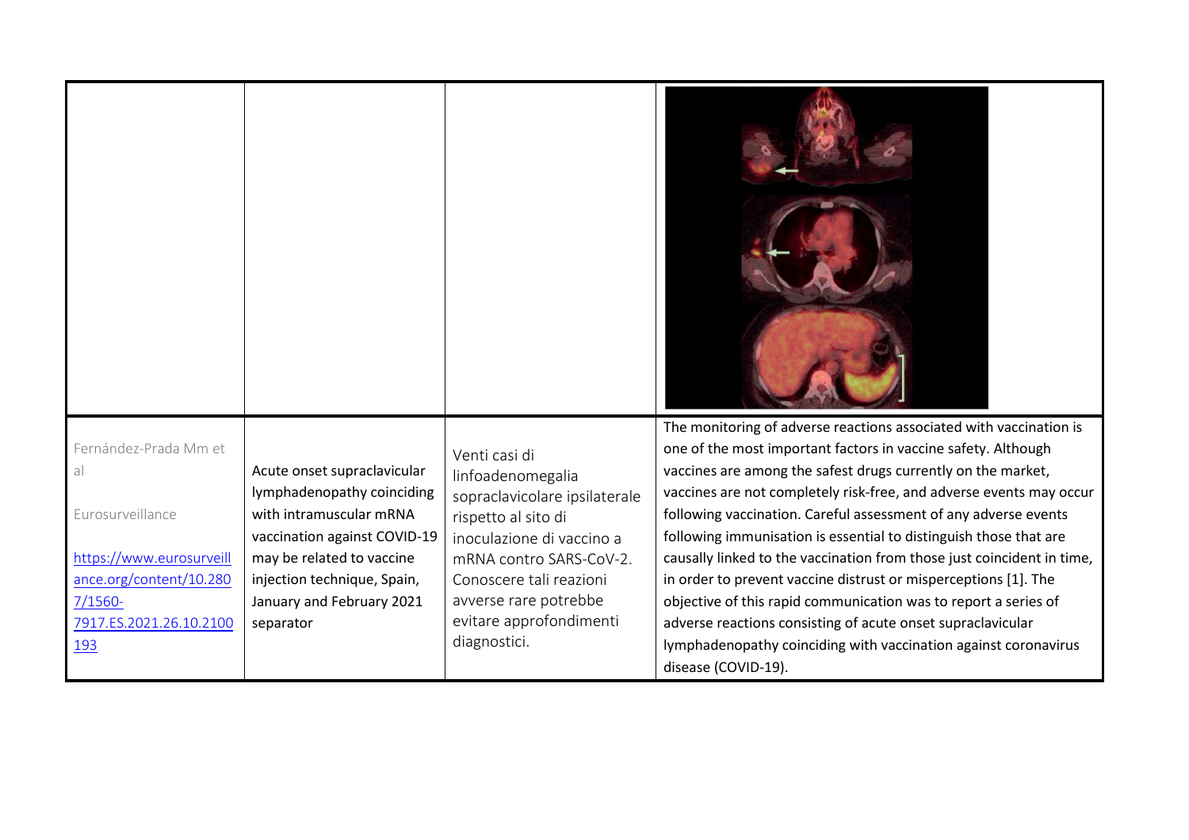| | | | |
|---|---|---|---|
| | | | |
| Fernández-Prada Mm et al<br><br>Eurosurveillance<br><br>https://www.eurosurveillance.org/content/10.2807/1560-7917.ES.2021.26.10.2100193 | Acute onset supraclavicular lymphadenopathy coinciding with intramuscular mRNA vaccination against COVID-19 may be related to vaccine injection technique, Spain, January and February 2021 separator | Venti casi di linfoadenomegalia sopraclavicolare ipsilaterale rispetto al sito di inoculazione di vaccino a mRNA contro SARS-CoV-2. Conoscere tali reazioni avverse rare potrebbe evitare approfondimenti diagnostici. | The monitoring of adverse reactions associated with vaccination is one of the most important factors in vaccine safety. Although vaccines are among the safest drugs currently on the market, vaccines are not completely risk-free, and adverse events may occur following vaccination. Careful assessment of any adverse events following immunisation is essential to distinguish those that are causally linked to the vaccination from those just coincident in time, in order to prevent vaccine distrust or misperceptions [1]. The objective of this rapid communication was to report a series of adverse reactions consisting of acute onset supraclavicular lymphadenopathy coinciding with vaccination against coronavirus disease (COVID-19). |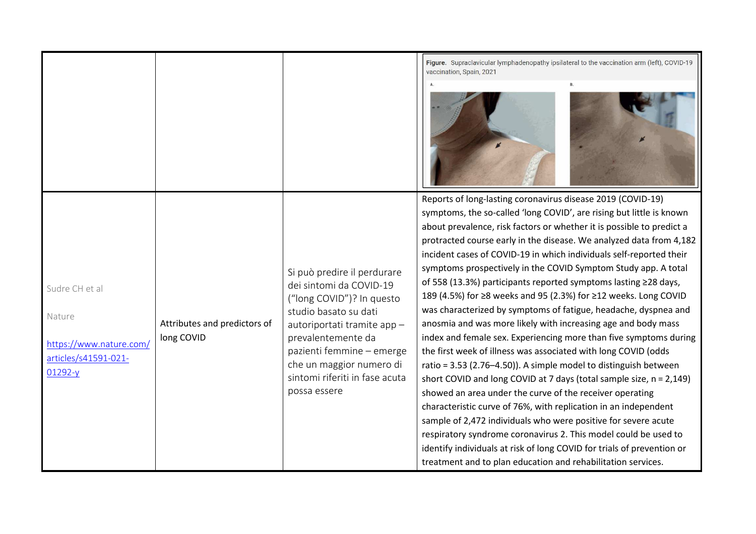| | | | |
|---|---|---|---|
| | | | Figure. Supraclavicular lymphadenopathy ipsilateral to the vaccination arm (left), COVID-19 vaccination, Spain, 2021 |
| Sudre CH et al<br><br>Nature<br><br>https://www.nature.com/articles/s41591-021-01292-y | Attributes and predictors of long COVID | Si può predire il perdurare dei sintomi da COVID-19 ("long COVID")? In questo studio basato su dati autoriportati tramite app – prevalentemente da pazienti femmine – emerge che un maggior numero di sintomi riferiti in fase acuta possa essere | Reports of long-lasting coronavirus disease 2019 (COVID-19) symptoms, the so-called 'long COVID', are rising but little is known about prevalence, risk factors or whether it is possible to predict a protracted course early in the disease. We analyzed data from 4,182 incident cases of COVID-19 in which individuals self-reported their symptoms prospectively in the COVID Symptom Study app. A total of 558 (13.3%) participants reported symptoms lasting ≥28 days, 189 (4.5%) for ≥8 weeks and 95 (2.3%) for ≥12 weeks. Long COVID was characterized by symptoms of fatigue, headache, dyspnea and anosmia and was more likely with increasing age and body mass index and female sex. Experiencing more than five symptoms during the first week of illness was associated with long COVID (odds ratio = 3.53 (2.76–4.50)). A simple model to distinguish between short COVID and long COVID at 7 days (total sample size, n = 2,149) showed an area under the curve of the receiver operating characteristic curve of 76%, with replication in an independent sample of 2,472 individuals who were positive for severe acute respiratory syndrome coronavirus 2. This model could be used to identify individuals at risk of long COVID for trials of prevention or treatment and to plan education and rehabilitation services. |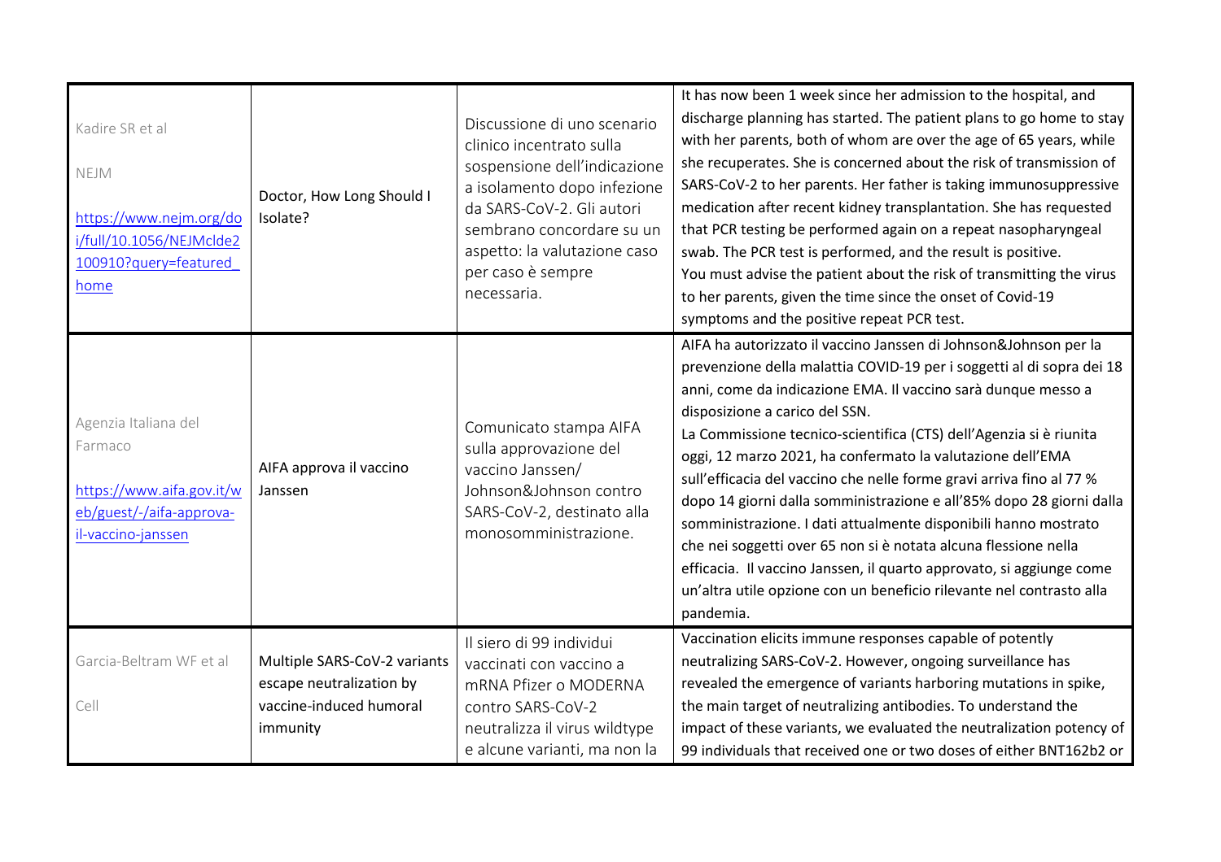| | | | |
|---|---|---|---|
| Kadire SR et al<br><br>NEJM<br><br>https://www.nejm.org/doi/full/10.1056/NEJMclde2100910?query=featured_home | Doctor, How Long Should I Isolate? | Discussione di uno scenario clinico incentrato sulla sospensione dell'indicazione a isolamento dopo infezione da SARS-CoV-2. Gli autori sembrano concordare su un aspetto: la valutazione caso per caso è sempre necessaria. | It has now been 1 week since her admission to the hospital, and discharge planning has started. The patient plans to go home to stay with her parents, both of whom are over the age of 65 years, while she recuperates. She is concerned about the risk of transmission of SARS-CoV-2 to her parents. Her father is taking immunosuppressive medication after recent kidney transplantation. She has requested that PCR testing be performed again on a repeat nasopharyngeal swab. The PCR test is performed, and the result is positive.<br>You must advise the patient about the risk of transmitting the virus to her parents, given the time since the onset of Covid-19 symptoms and the positive repeat PCR test. |
| Agenzia Italiana del Farmaco<br><br>https://www.aifa.gov.it/web/guest/-/aifa-approva-il-vaccino-janssen | AIFA approva il vaccino Janssen | Comunicato stampa AIFA sulla approvazione del vaccino Janssen/ Johnson&Johnson contro SARS-CoV-2, destinato alla monosomministrazione. | AIFA ha autorizzato il vaccino Janssen di Johnson&Johnson per la prevenzione della malattia COVID-19 per i soggetti al di sopra dei 18 anni, come da indicazione EMA. Il vaccino sarà dunque messo a disposizione a carico del SSN.<br>La Commissione tecnico-scientifica (CTS) dell'Agenzia si è riunita oggi, 12 marzo 2021, ha confermato la valutazione dell'EMA sull'efficacia del vaccino che nelle forme gravi arriva fino al 77 % dopo 14 giorni dalla somministrazione e all'85% dopo 28 giorni dalla somministrazione. I dati attualmente disponibili hanno mostrato che nei soggetti over 65 non si è notata alcuna flessione nella efficacia. Il vaccino Janssen, il quarto approvato, si aggiunge come un'altra utile opzione con un beneficio rilevante nel contrasto alla pandemia. |
| Garcia-Beltram WF et al<br><br>Cell | Multiple SARS-CoV-2 variants escape neutralization by vaccine-induced humoral immunity | Il siero di 99 individui vaccinati con vaccino a mRNA Pfizer o MODERNA contro SARS-CoV-2 neutralizza il virus wildtype e alcune varianti, ma non la | Vaccination elicits immune responses capable of potently neutralizing SARS-CoV-2. However, ongoing surveillance has revealed the emergence of variants harboring mutations in spike, the main target of neutralizing antibodies. To understand the impact of these variants, we evaluated the neutralization potency of 99 individuals that received one or two doses of either BNT162b2 or |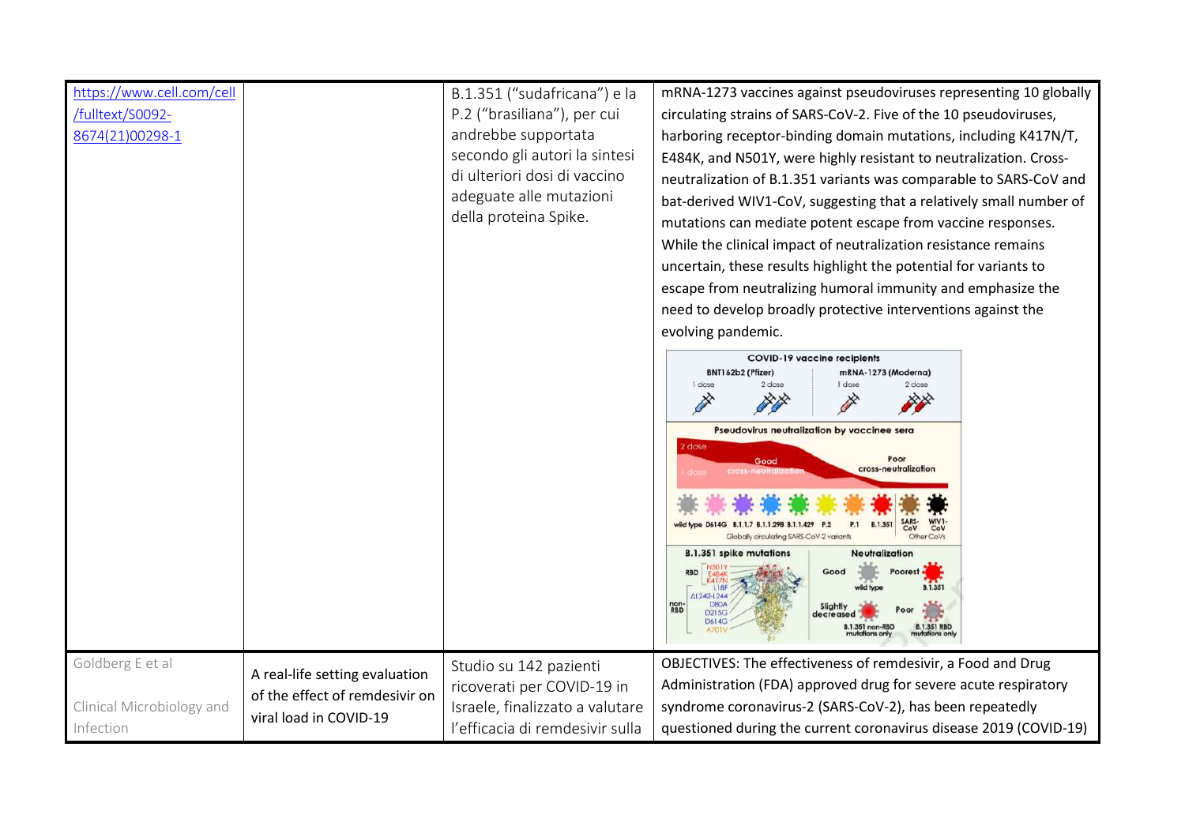| | | | |
|---|---|---|---|
| https://www.cell.com/cell/fulltext/S0092-8674(21)00298-1 | | B.1.351 ("sudafricana") e la P.2 ("brasiliana"), per cui andrebbe supportata secondo gli autori la sintesi di ulteriori dosi di vaccino adeguate alle mutazioni della proteina Spike. | mRNA-1273 vaccines against pseudoviruses representing 10 globally circulating strains of SARS-CoV-2. Five of the 10 pseudoviruses, harboring receptor-binding domain mutations, including K417N/T, E484K, and N501Y, were highly resistant to neutralization. Cross-neutralization of B.1.351 variants was comparable to SARS-CoV and bat-derived WIV1-CoV, suggesting that a relatively small number of mutations can mediate potent escape from vaccine responses. While the clinical impact of neutralization resistance remains uncertain, these results highlight the potential for variants to escape from neutralizing humoral immunity and emphasize the need to develop broadly protective interventions against the evolving pandemic. |
| Goldberg E et al<br><br>Clinical Microbiology and Infection | A real-life setting evaluation of the effect of remdesivir on viral load in COVID-19 | Studio su 142 pazienti ricoverati per COVID-19 in Israele, finalizzato a valutare l'efficacia di remdesivir sulla | OBJECTIVES: The effectiveness of remdesivir, a Food and Drug Administration (FDA) approved drug for severe acute respiratory syndrome coronavirus-2 (SARS-CoV-2), has been repeatedly questioned during the current coronavirus disease 2019 (COVID-19) |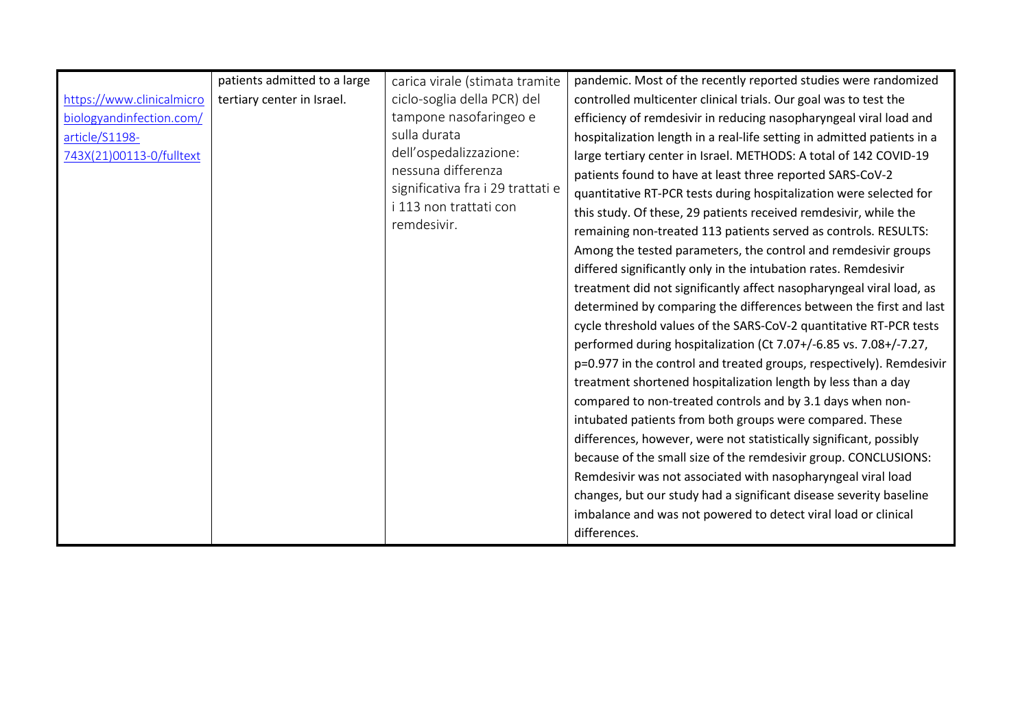| | | | |
|---|---|---|---|
| https://www.clinicalmicrobiologyandinfection.com/article/S1198-743X(21)00113-0/fulltext | patients admitted to a large tertiary center in Israel. | carica virale (stimata tramite ciclo-soglia della PCR) del tampone nasofaringeo e sulla durata dell'ospedalizzazione: nessuna differenza significativa fra i 29 trattati e i 113 non trattati con remdesivir. | pandemic. Most of the recently reported studies were randomized controlled multicenter clinical trials. Our goal was to test the efficiency of remdesivir in reducing nasopharyngeal viral load and hospitalization length in a real-life setting in admitted patients in a large tertiary center in Israel. METHODS: A total of 142 COVID-19 patients found to have at least three reported SARS-CoV-2 quantitative RT-PCR tests during hospitalization were selected for this study. Of these, 29 patients received remdesivir, while the remaining non-treated 113 patients served as controls. RESULTS: Among the tested parameters, the control and remdesivir groups differed significantly only in the intubation rates. Remdesivir treatment did not significantly affect nasopharyngeal viral load, as determined by comparing the differences between the first and last cycle threshold values of the SARS-CoV-2 quantitative RT-PCR tests performed during hospitalization (Ct 7.07+/-6.85 vs. 7.08+/-7.27, p=0.977 in the control and treated groups, respectively). Remdesivir treatment shortened hospitalization length by less than a day compared to non-treated controls and by 3.1 days when non-intubated patients from both groups were compared. These differences, however, were not statistically significant, possibly because of the small size of the remdesivir group. CONCLUSIONS: Remdesivir was not associated with nasopharyngeal viral load changes, but our study had a significant disease severity baseline imbalance and was not powered to detect viral load or clinical differences. |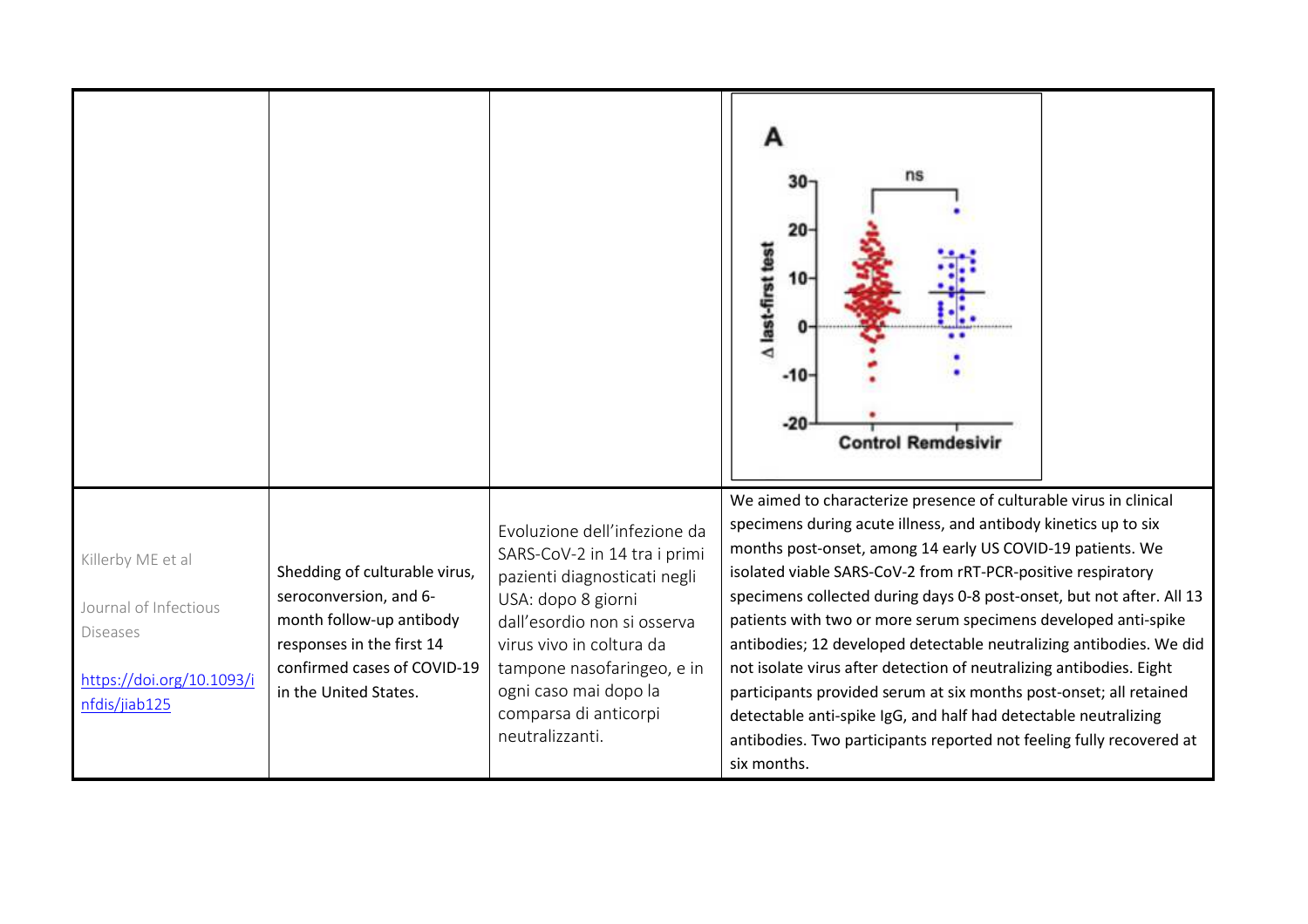| | | | |
|---|---|---|---|
| | | | |
| Killerby ME et al<br><br>Journal of Infectious Diseases<br><br>[https://doi.org/10.1093/infdis/jiab125](https://doi.org/10.1093/infdis/jiab125) | Shedding of culturable virus, seroconversion, and 6-month follow-up antibody responses in the first 14 confirmed cases of COVID-19 in the United States. | Evoluzione dell'infezione da SARS-CoV-2 in 14 tra i primi pazienti diagnosticati negli USA: dopo 8 giorni dall'esordio non si osserva virus vivo in coltura da tampone nasofaringeo, e in ogni caso mai dopo la comparsa di anticorpi neutralizzanti. | We aimed to characterize presence of culturable virus in clinical specimens during acute illness, and antibody kinetics up to six months post-onset, among 14 early US COVID-19 patients. We isolated viable SARS-CoV-2 from rRT-PCR-positive respiratory specimens collected during days 0-8 post-onset, but not after. All 13 patients with two or more serum specimens developed anti-spike antibodies; 12 developed detectable neutralizing antibodies. We did not isolate virus after detection of neutralizing antibodies. Eight participants provided serum at six months post-onset; all retained detectable anti-spike IgG, and half had detectable neutralizing antibodies. Two participants reported not feeling fully recovered at six months. |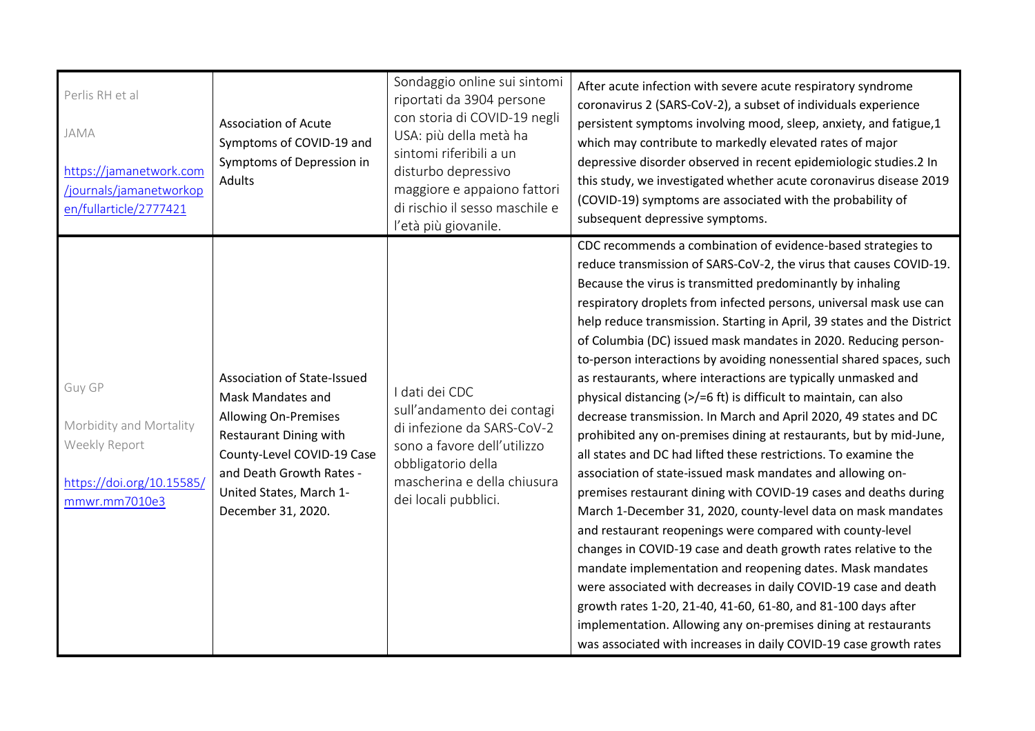| | | | |
|---|---|---|---|
| Perlis RH et al<br><br>JAMA<br><br>https://jamanetwork.com/journals/jamanetworkopen/fullarticle/2777421 | Association of Acute Symptoms of COVID-19 and Symptoms of Depression in Adults | Sondaggio online sui sintomi riportati da 3904 persone con storia di COVID-19 negli USA: più della metà ha sintomi riferibili a un disturbo depressivo maggiore e appaiono fattori di rischio il sesso maschile e l'età più giovanile. | After acute infection with severe acute respiratory syndrome coronavirus 2 (SARS-CoV-2), a subset of individuals experience persistent symptoms involving mood, sleep, anxiety, and fatigue,1 which may contribute to markedly elevated rates of major depressive disorder observed in recent epidemiologic studies.2 In this study, we investigated whether acute coronavirus disease 2019 (COVID-19) symptoms are associated with the probability of subsequent depressive symptoms. |
| Guy GP<br><br>Morbidity and Mortality Weekly Report<br><br>https://doi.org/10.15585/mmwr.mm7010e3 | Association of State-Issued Mask Mandates and Allowing On-Premises Restaurant Dining with County-Level COVID-19 Case and Death Growth Rates - United States, March 1-December 31, 2020. | I dati dei CDC sull'andamento dei contagi di infezione da SARS-CoV-2 sono a favore dell'utilizzo obbligatorio della mascherina e della chiusura dei locali pubblici. | CDC recommends a combination of evidence-based strategies to reduce transmission of SARS-CoV-2, the virus that causes COVID-19. Because the virus is transmitted predominantly by inhaling respiratory droplets from infected persons, universal mask use can help reduce transmission. Starting in April, 39 states and the District of Columbia (DC) issued mask mandates in 2020. Reducing person-to-person interactions by avoiding nonessential shared spaces, such as restaurants, where interactions are typically unmasked and physical distancing (>/=6 ft) is difficult to maintain, can also decrease transmission. In March and April 2020, 49 states and DC prohibited any on-premises dining at restaurants, but by mid-June, all states and DC had lifted these restrictions. To examine the association of state-issued mask mandates and allowing on-premises restaurant dining with COVID-19 cases and deaths during March 1-December 31, 2020, county-level data on mask mandates and restaurant reopenings were compared with county-level changes in COVID-19 case and death growth rates relative to the mandate implementation and reopening dates. Mask mandates were associated with decreases in daily COVID-19 case and death growth rates 1-20, 21-40, 41-60, 61-80, and 81-100 days after implementation. Allowing any on-premises dining at restaurants was associated with increases in daily COVID-19 case growth rates |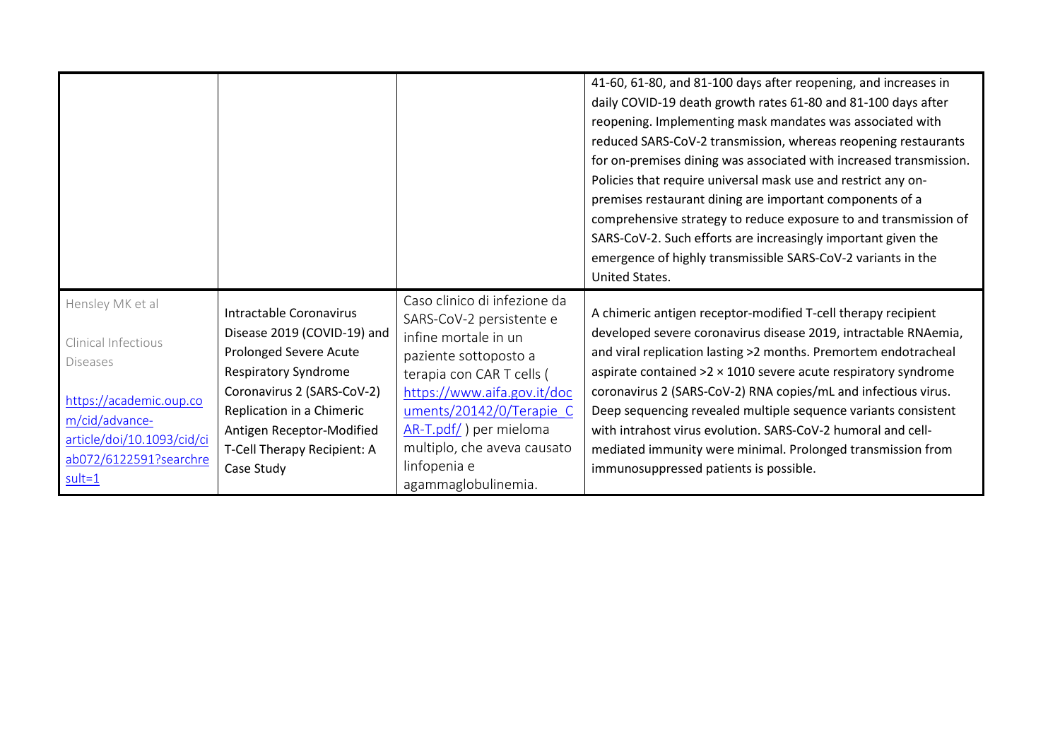| | | | |
|---|---|---|---|
| | | | 41-60, 61-80, and 81-100 days after reopening, and increases in daily COVID-19 death growth rates 61-80 and 81-100 days after reopening. Implementing mask mandates was associated with reduced SARS-CoV-2 transmission, whereas reopening restaurants for on-premises dining was associated with increased transmission. Policies that require universal mask use and restrict any on-premises restaurant dining are important components of a comprehensive strategy to reduce exposure to and transmission of SARS-CoV-2. Such efforts are increasingly important given the emergence of highly transmissible SARS-CoV-2 variants in the United States. |
| Hensley MK et al<br><br>Clinical Infectious Diseases<br><br>[https://academic.oup.com/cid/advance-article/doi/10.1093/cid/ciab072/6122591?searchresult=1](https://academic.oup.com/cid/advance-article/doi/10.1093/cid/ciab072/6122591?searchresult=1) | Intractable Coronavirus Disease 2019 (COVID-19) and Prolonged Severe Acute Respiratory Syndrome Coronavirus 2 (SARS-CoV-2) Replication in a Chimeric Antigen Receptor-Modified T-Cell Therapy Recipient: A Case Study | Caso clinico di infezione da SARS-CoV-2 persistente e infine mortale in un paziente sottoposto a terapia con CAR T cells ( [https://www.aifa.gov.it/documents/20142/0/Terapie_CAR-T.pdf/](https://www.aifa.gov.it/documents/20142/0/Terapie_CAR-T.pdf/) ) per mieloma multiplo, che aveva causato linfopenia e agammaglobulinemia. | A chimeric antigen receptor-modified T-cell therapy recipient developed severe coronavirus disease 2019, intractable RNAemia, and viral replication lasting >2 months. Premortem endotracheal aspirate contained >2 × 1010 severe acute respiratory syndrome coronavirus 2 (SARS-CoV-2) RNA copies/mL and infectious virus. Deep sequencing revealed multiple sequence variants consistent with intrahost virus evolution. SARS-CoV-2 humoral and cell-mediated immunity were minimal. Prolonged transmission from immunosuppressed patients is possible. |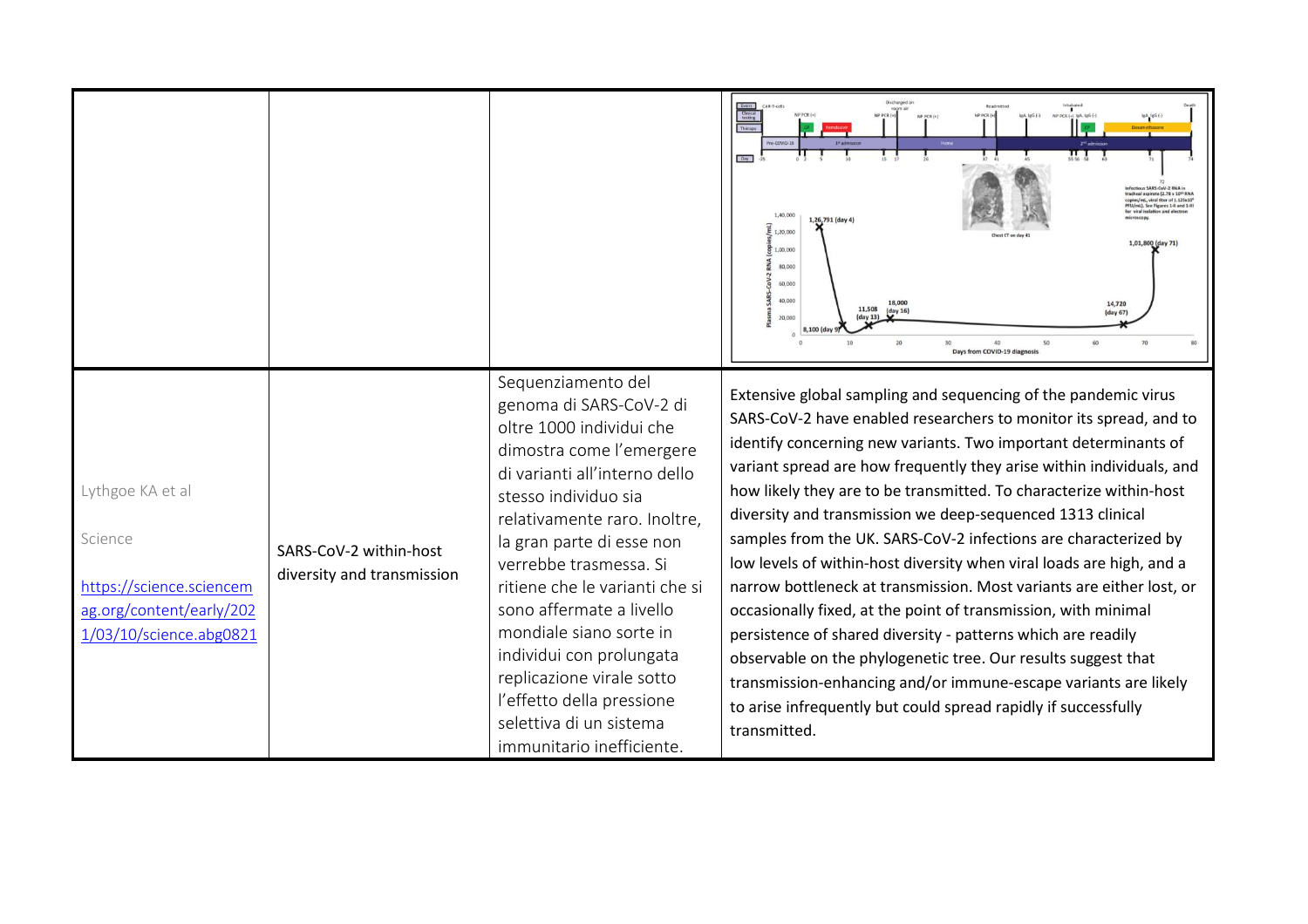| | | | |
|---|---|---|---|
| | | | |
| Lythgoe KA et al<br><br>Science<br><br>https://science.sciencemag.org/content/early/2021/03/10/science.abg0821 | SARS-CoV-2 within-host diversity and transmission | Sequenziamento del genoma di SARS-CoV-2 di oltre 1000 individui che dimostra come l'emergere di varianti all'interno dello stesso individuo sia relativamente raro. Inoltre, la gran parte di esse non verrebbe trasmessa. Si ritiene che le varianti che si sono affermate a livello mondiale siano sorte in individui con prolungata replicazione virale sotto l'effetto della pressione selettiva di un sistema immunitario inefficiente. | Extensive global sampling and sequencing of the pandemic virus SARS-CoV-2 have enabled researchers to monitor its spread, and to identify concerning new variants. Two important determinants of variant spread are how frequently they arise within individuals, and how likely they are to be transmitted. To characterize within-host diversity and transmission we deep-sequenced 1313 clinical samples from the UK. SARS-CoV-2 infections are characterized by low levels of within-host diversity when viral loads are high, and a narrow bottleneck at transmission. Most variants are either lost, or occasionally fixed, at the point of transmission, with minimal persistence of shared diversity - patterns which are readily observable on the phylogenetic tree. Our results suggest that transmission-enhancing and/or immune-escape variants are likely to arise infrequently but could spread rapidly if successfully transmitted. |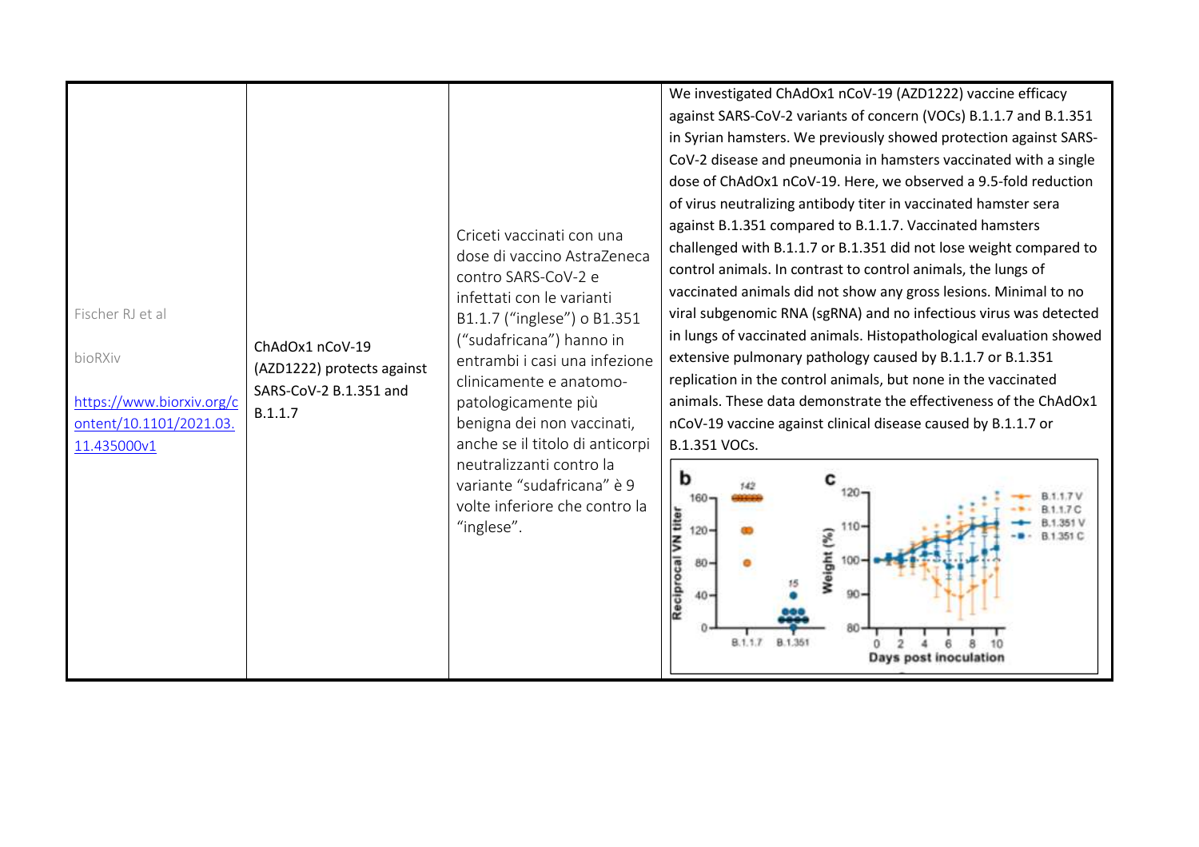| | | | |
|---|---|---|---|
| Fischer RJ et al<br><br>bioRXiv<br><br>[https://www.biorxiv.org/content/10.1101/2021.03.11.435000v1](https://www.biorxiv.org/content/10.1101/2021.03.11.435000v1) | ChAdOx1 nCoV-19 (AZD1222) protects against SARS-CoV-2 B.1.351 and B.1.1.7 | Criceti vaccinati con una dose di vaccino AstraZeneca contro SARS-CoV-2 e infettati con le varianti B1.1.7 ("inglese") o B1.351 ("sudafricana") hanno in entrambi i casi una infezione clinicamente e anatomo-patologicamente più benigna dei non vaccinati, anche se il titolo di anticorpi neutralizzanti contro la variante "sudafricana" è 9 volte inferiore che contro la "inglese". | We investigated ChAdOx1 nCoV-19 (AZD1222) vaccine efficacy against SARS-CoV-2 variants of concern (VOCs) B.1.1.7 and B.1.351 in Syrian hamsters. We previously showed protection against SARS-CoV-2 disease and pneumonia in hamsters vaccinated with a single dose of ChAdOx1 nCoV-19. Here, we observed a 9.5-fold reduction of virus neutralizing antibody titer in vaccinated hamster sera against B.1.351 compared to B.1.1.7. Vaccinated hamsters challenged with B.1.1.7 or B.1.351 did not lose weight compared to control animals. In contrast to control animals, the lungs of vaccinated animals did not show any gross lesions. Minimal to no viral subgenomic RNA (sgRNA) and no infectious virus was detected in lungs of vaccinated animals. Histopathological evaluation showed extensive pulmonary pathology caused by B.1.1.7 or B.1.351 replication in the control animals, but none in the vaccinated animals. These data demonstrate the effectiveness of the ChAdOx1 nCoV-19 vaccine against clinical disease caused by B.1.1.7 or B.1.351 VOCs. |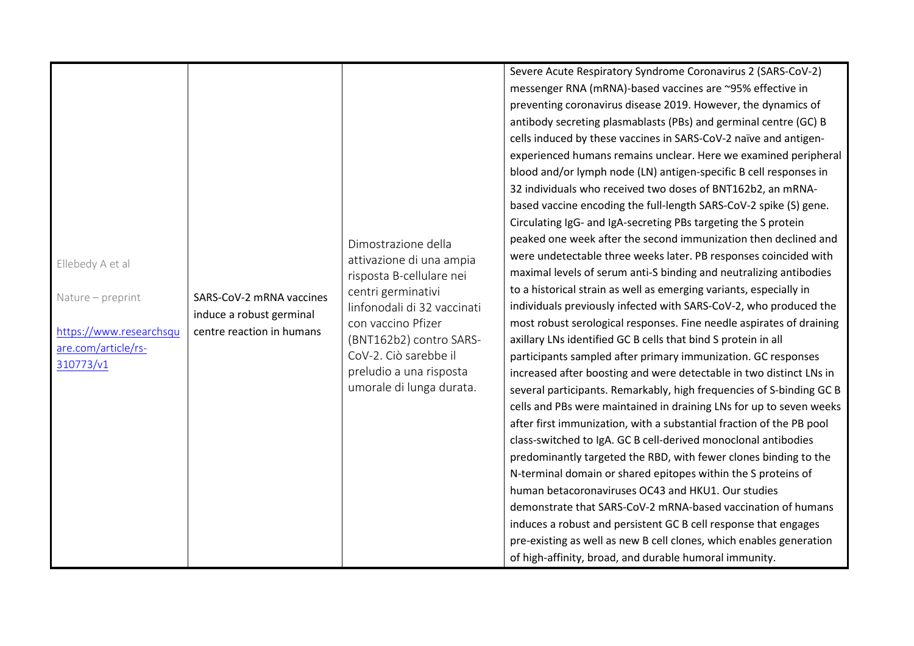| Ellebedy A et al<br><br>Nature – preprint<br><br>[https://www.researchsquare.com/article/rs-310773/v1](https://www.researchsquare.com/article/rs-310773/v1) | SARS-CoV-2 mRNA vaccines induce a robust germinal centre reaction in humans | Dimostrazione della attivazione di una ampia risposta B-cellulare nei centri germinativi linfonodali di 32 vaccinati con vaccino Pfizer (BNT162b2) contro SARS-CoV-2. Ciò sarebbe il preludio a una risposta umorale di lunga durata. | Severe Acute Respiratory Syndrome Coronavirus 2 (SARS-CoV-2) messenger RNA (mRNA)-based vaccines are ~95% effective in preventing coronavirus disease 2019. However, the dynamics of antibody secreting plasmablasts (PBs) and germinal centre (GC) B cells induced by these vaccines in SARS-CoV-2 naïve and antigen-experienced humans remains unclear. Here we examined peripheral blood and/or lymph node (LN) antigen-specific B cell responses in 32 individuals who received two doses of BNT162b2, an mRNA-based vaccine encoding the full-length SARS-CoV-2 spike (S) gene. Circulating IgG- and IgA-secreting PBs targeting the S protein peaked one week after the second immunization then declined and were undetectable three weeks later. PB responses coincided with maximal levels of serum anti-S binding and neutralizing antibodies to a historical strain as well as emerging variants, especially in individuals previously infected with SARS-CoV-2, who produced the most robust serological responses. Fine needle aspirates of draining axillary LNs identified GC B cells that bind S protein in all participants sampled after primary immunization. GC responses increased after boosting and were detectable in two distinct LNs in several participants. Remarkably, high frequencies of S-binding GC B cells and PBs were maintained in draining LNs for up to seven weeks after first immunization, with a substantial fraction of the PB pool class-switched to IgA. GC B cell-derived monoclonal antibodies predominantly targeted the RBD, with fewer clones binding to the N-terminal domain or shared epitopes within the S proteins of human betacoronaviruses OC43 and HKU1. Our studies demonstrate that SARS-CoV-2 mRNA-based vaccination of humans induces a robust and persistent GC B cell response that engages pre-existing as well as new B cell clones, which enables generation of high-affinity, broad, and durable humoral immunity. |
|---|---|---|---|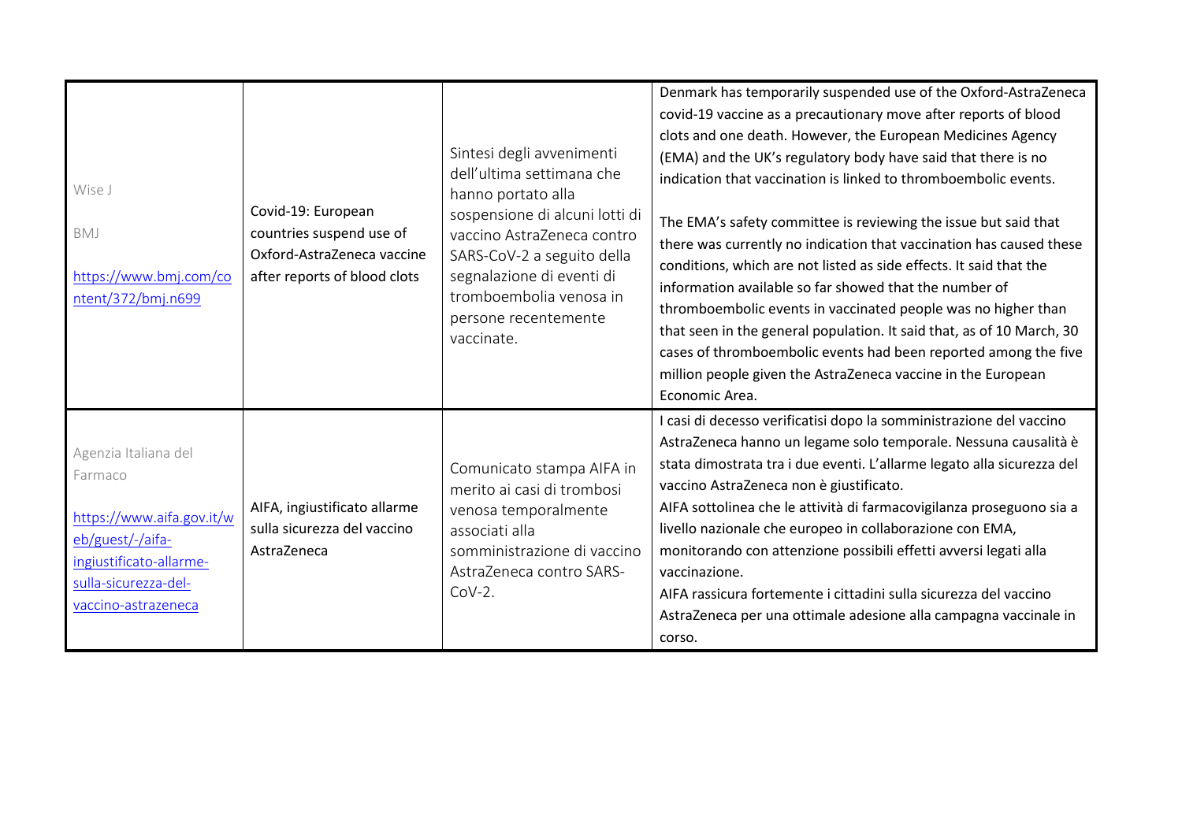| | | | |
|---|---|---|---|
| Wise J<br><br>BMJ<br><br>https://www.bmj.com/content/372/bmj.n699 | Covid-19: European countries suspend use of Oxford-AstraZeneca vaccine after reports of blood clots | Sintesi degli avvenimenti dell'ultima settimana che hanno portato alla sospensione di alcuni lotti di vaccino AstraZeneca contro SARS-CoV-2 a seguito della segnalazione di eventi di tromboembolia venosa in persone recentemente vaccinate. | Denmark has temporarily suspended use of the Oxford-AstraZeneca covid-19 vaccine as a precautionary move after reports of blood clots and one death. However, the European Medicines Agency (EMA) and the UK's regulatory body have said that there is no indication that vaccination is linked to thromboembolic events.<br><br>The EMA's safety committee is reviewing the issue but said that there was currently no indication that vaccination has caused these conditions, which are not listed as side effects. It said that the information available so far showed that the number of thromboembolic events in vaccinated people was no higher than that seen in the general population. It said that, as of 10 March, 30 cases of thromboembolic events had been reported among the five million people given the AstraZeneca vaccine in the European Economic Area. |
| Agenzia Italiana del Farmaco<br><br>https://www.aifa.gov.it/web/guest/-/aifa-ingiustificato-allarme-sulla-sicurezza-del-vaccino-astrazeneca | AIFA, ingiustificato allarme sulla sicurezza del vaccino AstraZeneca | Comunicato stampa AIFA in merito ai casi di trombosi venosa temporalmente associati alla somministrazione di vaccino AstraZeneca contro SARS-CoV-2. | I casi di decesso verificatisi dopo la somministrazione del vaccino AstraZeneca hanno un legame solo temporale. Nessuna causalità è stata dimostrata tra i due eventi. L'allarme legato alla sicurezza del vaccino AstraZeneca non è giustificato.<br>AIFA sottolinea che le attività di farmacovigilanza proseguono sia a livello nazionale che europeo in collaborazione con EMA, monitorando con attenzione possibili effetti avversi legati alla vaccinazione.<br>AIFA rassicura fortemente i cittadini sulla sicurezza del vaccino AstraZeneca per una ottimale adesione alla campagna vaccinale in corso. |